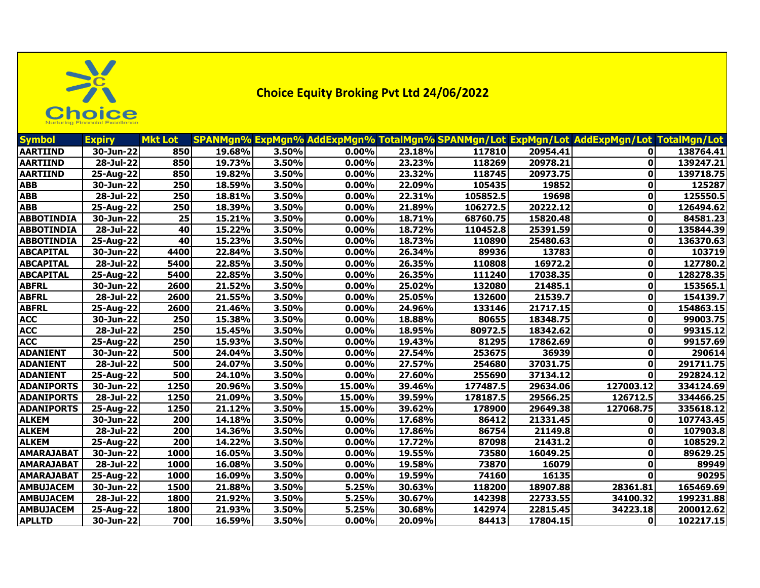# Choice Equity Broking Pvt Ltd 24/06/2022

| Symbol | Expiry | Mkt Lot | SPANMgn% | ExpMgn% | AddExpMgn% | TotalMgn% | SPANMgn/Lot | ExpMgn/Lot | AddExpMgn/Lot | TotalMgn/Lot |
|---|---|---|---|---|---|---|---|---|---|---|
| AARTIIND | 30-Jun-22 | 850 | 19.68% | 3.50% | 0.00% | 23.18% | 117810 | 20954.41 | 0 | 138764.41 |
| AARTIIND | 28-Jul-22 | 850 | 19.73% | 3.50% | 0.00% | 23.23% | 118269 | 20978.21 | 0 | 139247.21 |
| AARTIIND | 25-Aug-22 | 850 | 19.82% | 3.50% | 0.00% | 23.32% | 118745 | 20973.75 | 0 | 139718.75 |
| ABB | 30-Jun-22 | 250 | 18.59% | 3.50% | 0.00% | 22.09% | 105435 | 19852 | 0 | 125287 |
| ABB | 28-Jul-22 | 250 | 18.81% | 3.50% | 0.00% | 22.31% | 105852.5 | 19698 | 0 | 125550.5 |
| ABB | 25-Aug-22 | 250 | 18.39% | 3.50% | 0.00% | 21.89% | 106272.5 | 20222.12 | 0 | 126494.62 |
| ABBOTINDIA | 30-Jun-22 | 25 | 15.21% | 3.50% | 0.00% | 18.71% | 68760.75 | 15820.48 | 0 | 84581.23 |
| ABBOTINDIA | 28-Jul-22 | 40 | 15.22% | 3.50% | 0.00% | 18.72% | 110452.8 | 25391.59 | 0 | 135844.39 |
| ABBOTINDIA | 25-Aug-22 | 40 | 15.23% | 3.50% | 0.00% | 18.73% | 110890 | 25480.63 | 0 | 136370.63 |
| ABCAPITAL | 30-Jun-22 | 4400 | 22.84% | 3.50% | 0.00% | 26.34% | 89936 | 13783 | 0 | 103719 |
| ABCAPITAL | 28-Jul-22 | 5400 | 22.85% | 3.50% | 0.00% | 26.35% | 110808 | 16972.2 | 0 | 127780.2 |
| ABCAPITAL | 25-Aug-22 | 5400 | 22.85% | 3.50% | 0.00% | 26.35% | 111240 | 17038.35 | 0 | 128278.35 |
| ABFRL | 30-Jun-22 | 2600 | 21.52% | 3.50% | 0.00% | 25.02% | 132080 | 21485.1 | 0 | 153565.1 |
| ABFRL | 28-Jul-22 | 2600 | 21.55% | 3.50% | 0.00% | 25.05% | 132600 | 21539.7 | 0 | 154139.7 |
| ABFRL | 25-Aug-22 | 2600 | 21.46% | 3.50% | 0.00% | 24.96% | 133146 | 21717.15 | 0 | 154863.15 |
| ACC | 30-Jun-22 | 250 | 15.38% | 3.50% | 0.00% | 18.88% | 80655 | 18348.75 | 0 | 99003.75 |
| ACC | 28-Jul-22 | 250 | 15.45% | 3.50% | 0.00% | 18.95% | 80972.5 | 18342.62 | 0 | 99315.12 |
| ACC | 25-Aug-22 | 250 | 15.93% | 3.50% | 0.00% | 19.43% | 81295 | 17862.69 | 0 | 99157.69 |
| ADANIENT | 30-Jun-22 | 500 | 24.04% | 3.50% | 0.00% | 27.54% | 253675 | 36939 | 0 | 290614 |
| ADANIENT | 28-Jul-22 | 500 | 24.07% | 3.50% | 0.00% | 27.57% | 254680 | 37031.75 | 0 | 291711.75 |
| ADANIENT | 25-Aug-22 | 500 | 24.10% | 3.50% | 0.00% | 27.60% | 255690 | 37134.12 | 0 | 292824.12 |
| ADANIPORTS | 30-Jun-22 | 1250 | 20.96% | 3.50% | 15.00% | 39.46% | 177487.5 | 29634.06 | 127003.12 | 334124.69 |
| ADANIPORTS | 28-Jul-22 | 1250 | 21.09% | 3.50% | 15.00% | 39.59% | 178187.5 | 29566.25 | 126712.5 | 334466.25 |
| ADANIPORTS | 25-Aug-22 | 1250 | 21.12% | 3.50% | 15.00% | 39.62% | 178900 | 29649.38 | 127068.75 | 335618.12 |
| ALKEM | 30-Jun-22 | 200 | 14.18% | 3.50% | 0.00% | 17.68% | 86412 | 21331.45 | 0 | 107743.45 |
| ALKEM | 28-Jul-22 | 200 | 14.36% | 3.50% | 0.00% | 17.86% | 86754 | 21149.8 | 0 | 107903.8 |
| ALKEM | 25-Aug-22 | 200 | 14.22% | 3.50% | 0.00% | 17.72% | 87098 | 21431.2 | 0 | 108529.2 |
| AMARAJABAT | 30-Jun-22 | 1000 | 16.05% | 3.50% | 0.00% | 19.55% | 73580 | 16049.25 | 0 | 89629.25 |
| AMARAJABAT | 28-Jul-22 | 1000 | 16.08% | 3.50% | 0.00% | 19.58% | 73870 | 16079 | 0 | 89949 |
| AMARAJABAT | 25-Aug-22 | 1000 | 16.09% | 3.50% | 0.00% | 19.59% | 74160 | 16135 | 0 | 90295 |
| AMBUJACEM | 30-Jun-22 | 1500 | 21.88% | 3.50% | 5.25% | 30.63% | 118200 | 18907.88 | 28361.81 | 165469.69 |
| AMBUJACEM | 28-Jul-22 | 1800 | 21.92% | 3.50% | 5.25% | 30.67% | 142398 | 22733.55 | 34100.32 | 199231.88 |
| AMBUJACEM | 25-Aug-22 | 1800 | 21.93% | 3.50% | 5.25% | 30.68% | 142974 | 22815.45 | 34223.18 | 200012.62 |
| APLLTD | 30-Jun-22 | 700 | 16.59% | 3.50% | 0.00% | 20.09% | 84413 | 17804.15 | 0 | 102217.15 |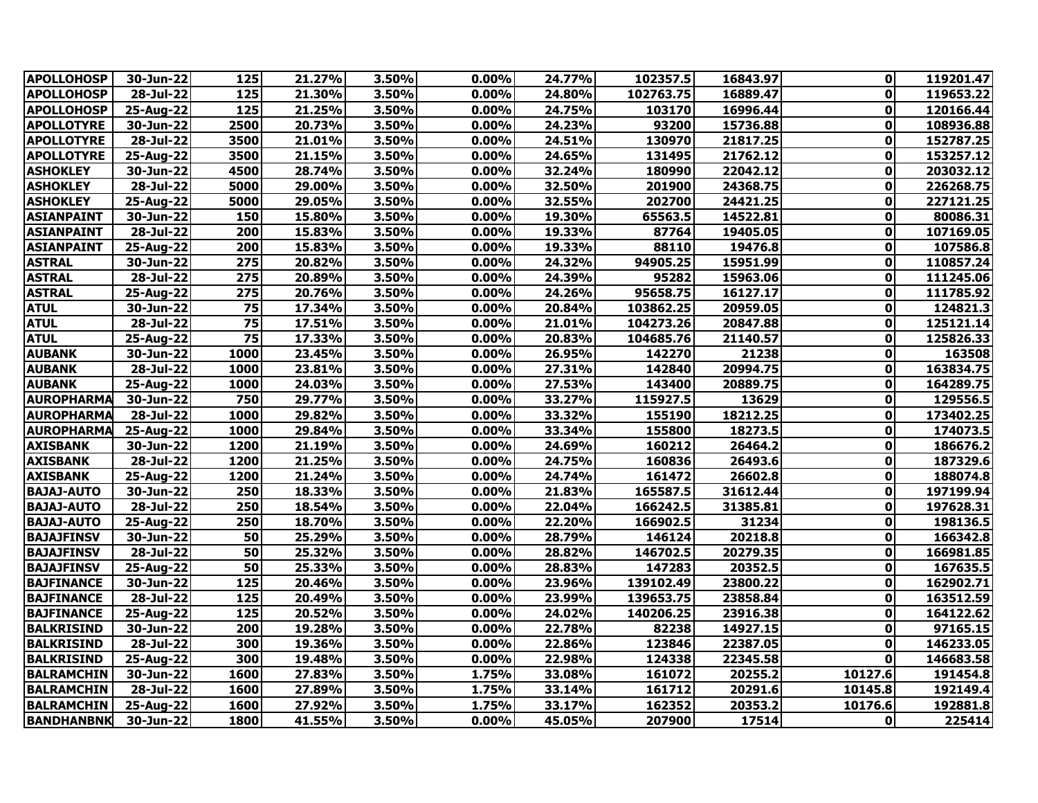| APOLLOHOSP | 30-Jun-22 | 125 | 21.27% | 3.50% | 0.00% | 24.77% | 102357.5 | 16843.97 | 0 | 119201.47 |
|---|---|---|---|---|---|---|---|---|---|---|
| APOLLOHOSP | 28-Jul-22 | 125 | 21.30% | 3.50% | 0.00% | 24.80% | 102763.75 | 16889.47 | 0 | 119653.22 |
| APOLLOHOSP | 25-Aug-22 | 125 | 21.25% | 3.50% | 0.00% | 24.75% | 103170 | 16996.44 | 0 | 120166.44 |
| APOLLOTYRE | 30-Jun-22 | 2500 | 20.73% | 3.50% | 0.00% | 24.23% | 93200 | 15736.88 | 0 | 108936.88 |
| APOLLOTYRE | 28-Jul-22 | 3500 | 21.01% | 3.50% | 0.00% | 24.51% | 130970 | 21817.25 | 0 | 152787.25 |
| APOLLOTYRE | 25-Aug-22 | 3500 | 21.15% | 3.50% | 0.00% | 24.65% | 131495 | 21762.12 | 0 | 153257.12 |
| ASHOKLEY | 30-Jun-22 | 4500 | 28.74% | 3.50% | 0.00% | 32.24% | 180990 | 22042.12 | 0 | 203032.12 |
| ASHOKLEY | 28-Jul-22 | 5000 | 29.00% | 3.50% | 0.00% | 32.50% | 201900 | 24368.75 | 0 | 226268.75 |
| ASHOKLEY | 25-Aug-22 | 5000 | 29.05% | 3.50% | 0.00% | 32.55% | 202700 | 24421.25 | 0 | 227121.25 |
| ASIANPAINT | 30-Jun-22 | 150 | 15.80% | 3.50% | 0.00% | 19.30% | 65563.5 | 14522.81 | 0 | 80086.31 |
| ASIANPAINT | 28-Jul-22 | 200 | 15.83% | 3.50% | 0.00% | 19.33% | 87764 | 19405.05 | 0 | 107169.05 |
| ASIANPAINT | 25-Aug-22 | 200 | 15.83% | 3.50% | 0.00% | 19.33% | 88110 | 19476.8 | 0 | 107586.8 |
| ASTRAL | 30-Jun-22 | 275 | 20.82% | 3.50% | 0.00% | 24.32% | 94905.25 | 15951.99 | 0 | 110857.24 |
| ASTRAL | 28-Jul-22 | 275 | 20.89% | 3.50% | 0.00% | 24.39% | 95282 | 15963.06 | 0 | 111245.06 |
| ASTRAL | 25-Aug-22 | 275 | 20.76% | 3.50% | 0.00% | 24.26% | 95658.75 | 16127.17 | 0 | 111785.92 |
| ATUL | 30-Jun-22 | 75 | 17.34% | 3.50% | 0.00% | 20.84% | 103862.25 | 20959.05 | 0 | 124821.3 |
| ATUL | 28-Jul-22 | 75 | 17.51% | 3.50% | 0.00% | 21.01% | 104273.26 | 20847.88 | 0 | 125121.14 |
| ATUL | 25-Aug-22 | 75 | 17.33% | 3.50% | 0.00% | 20.83% | 104685.76 | 21140.57 | 0 | 125826.33 |
| AUBANK | 30-Jun-22 | 1000 | 23.45% | 3.50% | 0.00% | 26.95% | 142270 | 21238 | 0 | 163508 |
| AUBANK | 28-Jul-22 | 1000 | 23.81% | 3.50% | 0.00% | 27.31% | 142840 | 20994.75 | 0 | 163834.75 |
| AUBANK | 25-Aug-22 | 1000 | 24.03% | 3.50% | 0.00% | 27.53% | 143400 | 20889.75 | 0 | 164289.75 |
| AUROPHARMA | 30-Jun-22 | 750 | 29.77% | 3.50% | 0.00% | 33.27% | 115927.5 | 13629 | 0 | 129556.5 |
| AUROPHARMA | 28-Jul-22 | 1000 | 29.82% | 3.50% | 0.00% | 33.32% | 155190 | 18212.25 | 0 | 173402.25 |
| AUROPHARMA | 25-Aug-22 | 1000 | 29.84% | 3.50% | 0.00% | 33.34% | 155800 | 18273.5 | 0 | 174073.5 |
| AXISBANK | 30-Jun-22 | 1200 | 21.19% | 3.50% | 0.00% | 24.69% | 160212 | 26464.2 | 0 | 186676.2 |
| AXISBANK | 28-Jul-22 | 1200 | 21.25% | 3.50% | 0.00% | 24.75% | 160836 | 26493.6 | 0 | 187329.6 |
| AXISBANK | 25-Aug-22 | 1200 | 21.24% | 3.50% | 0.00% | 24.74% | 161472 | 26602.8 | 0 | 188074.8 |
| BAJAJ-AUTO | 30-Jun-22 | 250 | 18.33% | 3.50% | 0.00% | 21.83% | 165587.5 | 31612.44 | 0 | 197199.94 |
| BAJAJ-AUTO | 28-Jul-22 | 250 | 18.54% | 3.50% | 0.00% | 22.04% | 166242.5 | 31385.81 | 0 | 197628.31 |
| BAJAJ-AUTO | 25-Aug-22 | 250 | 18.70% | 3.50% | 0.00% | 22.20% | 166902.5 | 31234 | 0 | 198136.5 |
| BAJAJFINSV | 30-Jun-22 | 50 | 25.29% | 3.50% | 0.00% | 28.79% | 146124 | 20218.8 | 0 | 166342.8 |
| BAJAJFINSV | 28-Jul-22 | 50 | 25.32% | 3.50% | 0.00% | 28.82% | 146702.5 | 20279.35 | 0 | 166981.85 |
| BAJAJFINSV | 25-Aug-22 | 50 | 25.33% | 3.50% | 0.00% | 28.83% | 147283 | 20352.5 | 0 | 167635.5 |
| BAJFINANCE | 30-Jun-22 | 125 | 20.46% | 3.50% | 0.00% | 23.96% | 139102.49 | 23800.22 | 0 | 162902.71 |
| BAJFINANCE | 28-Jul-22 | 125 | 20.49% | 3.50% | 0.00% | 23.99% | 139653.75 | 23858.84 | 0 | 163512.59 |
| BAJFINANCE | 25-Aug-22 | 125 | 20.52% | 3.50% | 0.00% | 24.02% | 140206.25 | 23916.38 | 0 | 164122.62 |
| BALKRISIND | 30-Jun-22 | 200 | 19.28% | 3.50% | 0.00% | 22.78% | 82238 | 14927.15 | 0 | 97165.15 |
| BALKRISIND | 28-Jul-22 | 300 | 19.36% | 3.50% | 0.00% | 22.86% | 123846 | 22387.05 | 0 | 146233.05 |
| BALKRISIND | 25-Aug-22 | 300 | 19.48% | 3.50% | 0.00% | 22.98% | 124338 | 22345.58 | 0 | 146683.58 |
| BALRAMCHIN | 30-Jun-22 | 1600 | 27.83% | 3.50% | 1.75% | 33.08% | 161072 | 20255.2 | 10127.6 | 191454.8 |
| BALRAMCHIN | 28-Jul-22 | 1600 | 27.89% | 3.50% | 1.75% | 33.14% | 161712 | 20291.6 | 10145.8 | 192149.4 |
| BALRAMCHIN | 25-Aug-22 | 1600 | 27.92% | 3.50% | 1.75% | 33.17% | 162352 | 20353.2 | 10176.6 | 192881.8 |
| BANDHANBNK | 30-Jun-22 | 1800 | 41.55% | 3.50% | 0.00% | 45.05% | 207900 | 17514 | 0 | 225414 |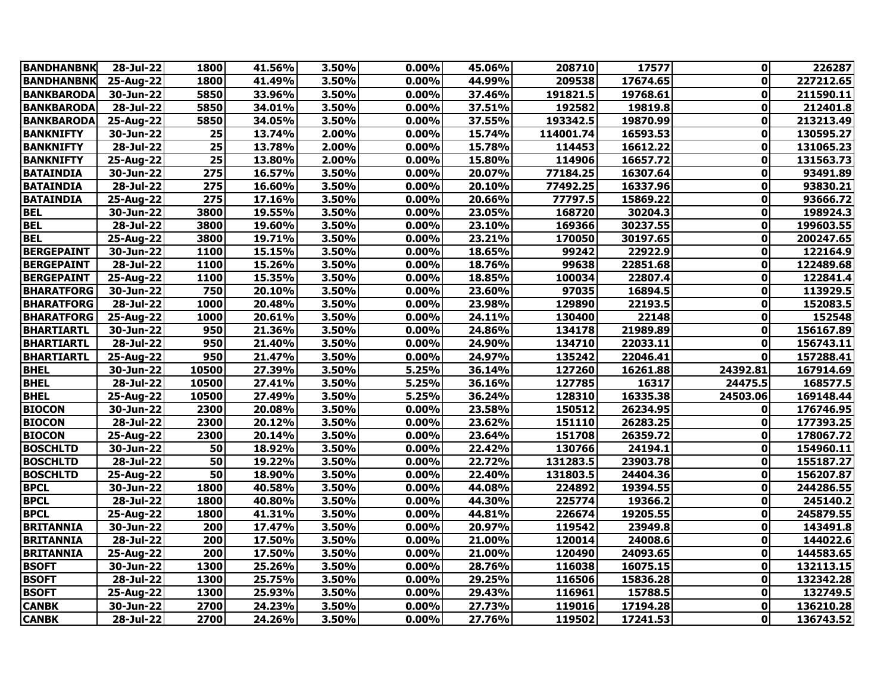| BANDHANBNK | 28-Jul-22 | 1800 | 41.56% | 3.50% | 0.00% | 45.06% | 208710 | 17577 | 0 | 226287 |
|---|---|---|---|---|---|---|---|---|---|---|
| BANDHANBNK | 25-Aug-22 | 1800 | 41.49% | 3.50% | 0.00% | 44.99% | 209538 | 17674.65 | 0 | 227212.65 |
| BANKBARODA | 30-Jun-22 | 5850 | 33.96% | 3.50% | 0.00% | 37.46% | 191821.5 | 19768.61 | 0 | 211590.11 |
| BANKBARODA | 28-Jul-22 | 5850 | 34.01% | 3.50% | 0.00% | 37.51% | 192582 | 19819.8 | 0 | 212401.8 |
| BANKBARODA | 25-Aug-22 | 5850 | 34.05% | 3.50% | 0.00% | 37.55% | 193342.5 | 19870.99 | 0 | 213213.49 |
| BANKNIFTY | 30-Jun-22 | 25 | 13.74% | 2.00% | 0.00% | 15.74% | 114001.74 | 16593.53 | 0 | 130595.27 |
| BANKNIFTY | 28-Jul-22 | 25 | 13.78% | 2.00% | 0.00% | 15.78% | 114453 | 16612.22 | 0 | 131065.23 |
| BANKNIFTY | 25-Aug-22 | 25 | 13.80% | 2.00% | 0.00% | 15.80% | 114906 | 16657.72 | 0 | 131563.73 |
| BATAINDIA | 30-Jun-22 | 275 | 16.57% | 3.50% | 0.00% | 20.07% | 77184.25 | 16307.64 | 0 | 93491.89 |
| BATAINDIA | 28-Jul-22 | 275 | 16.60% | 3.50% | 0.00% | 20.10% | 77492.25 | 16337.96 | 0 | 93830.21 |
| BATAINDIA | 25-Aug-22 | 275 | 17.16% | 3.50% | 0.00% | 20.66% | 77797.5 | 15869.22 | 0 | 93666.72 |
| BEL | 30-Jun-22 | 3800 | 19.55% | 3.50% | 0.00% | 23.05% | 168720 | 30204.3 | 0 | 198924.3 |
| BEL | 28-Jul-22 | 3800 | 19.60% | 3.50% | 0.00% | 23.10% | 169366 | 30237.55 | 0 | 199603.55 |
| BEL | 25-Aug-22 | 3800 | 19.71% | 3.50% | 0.00% | 23.21% | 170050 | 30197.65 | 0 | 200247.65 |
| BERGEPAINT | 30-Jun-22 | 1100 | 15.15% | 3.50% | 0.00% | 18.65% | 99242 | 22922.9 | 0 | 122164.9 |
| BERGEPAINT | 28-Jul-22 | 1100 | 15.26% | 3.50% | 0.00% | 18.76% | 99638 | 22851.68 | 0 | 122489.68 |
| BERGEPAINT | 25-Aug-22 | 1100 | 15.35% | 3.50% | 0.00% | 18.85% | 100034 | 22807.4 | 0 | 122841.4 |
| BHARATFORG | 30-Jun-22 | 750 | 20.10% | 3.50% | 0.00% | 23.60% | 97035 | 16894.5 | 0 | 113929.5 |
| BHARATFORG | 28-Jul-22 | 1000 | 20.48% | 3.50% | 0.00% | 23.98% | 129890 | 22193.5 | 0 | 152083.5 |
| BHARATFORG | 25-Aug-22 | 1000 | 20.61% | 3.50% | 0.00% | 24.11% | 130400 | 22148 | 0 | 152548 |
| BHARTIARTL | 30-Jun-22 | 950 | 21.36% | 3.50% | 0.00% | 24.86% | 134178 | 21989.89 | 0 | 156167.89 |
| BHARTIARTL | 28-Jul-22 | 950 | 21.40% | 3.50% | 0.00% | 24.90% | 134710 | 22033.11 | 0 | 156743.11 |
| BHARTIARTL | 25-Aug-22 | 950 | 21.47% | 3.50% | 0.00% | 24.97% | 135242 | 22046.41 | 0 | 157288.41 |
| BHEL | 30-Jun-22 | 10500 | 27.39% | 3.50% | 5.25% | 36.14% | 127260 | 16261.88 | 24392.81 | 167914.69 |
| BHEL | 28-Jul-22 | 10500 | 27.41% | 3.50% | 5.25% | 36.16% | 127785 | 16317 | 24475.5 | 168577.5 |
| BHEL | 25-Aug-22 | 10500 | 27.49% | 3.50% | 5.25% | 36.24% | 128310 | 16335.38 | 24503.06 | 169148.44 |
| BIOCON | 30-Jun-22 | 2300 | 20.08% | 3.50% | 0.00% | 23.58% | 150512 | 26234.95 | 0 | 176746.95 |
| BIOCON | 28-Jul-22 | 2300 | 20.12% | 3.50% | 0.00% | 23.62% | 151110 | 26283.25 | 0 | 177393.25 |
| BIOCON | 25-Aug-22 | 2300 | 20.14% | 3.50% | 0.00% | 23.64% | 151708 | 26359.72 | 0 | 178067.72 |
| BOSCHLTD | 30-Jun-22 | 50 | 18.92% | 3.50% | 0.00% | 22.42% | 130766 | 24194.1 | 0 | 154960.11 |
| BOSCHLTD | 28-Jul-22 | 50 | 19.22% | 3.50% | 0.00% | 22.72% | 131283.5 | 23903.78 | 0 | 155187.27 |
| BOSCHLTD | 25-Aug-22 | 50 | 18.90% | 3.50% | 0.00% | 22.40% | 131803.5 | 24404.36 | 0 | 156207.87 |
| BPCL | 30-Jun-22 | 1800 | 40.58% | 3.50% | 0.00% | 44.08% | 224892 | 19394.55 | 0 | 244286.55 |
| BPCL | 28-Jul-22 | 1800 | 40.80% | 3.50% | 0.00% | 44.30% | 225774 | 19366.2 | 0 | 245140.2 |
| BPCL | 25-Aug-22 | 1800 | 41.31% | 3.50% | 0.00% | 44.81% | 226674 | 19205.55 | 0 | 245879.55 |
| BRITANNIA | 30-Jun-22 | 200 | 17.47% | 3.50% | 0.00% | 20.97% | 119542 | 23949.8 | 0 | 143491.8 |
| BRITANNIA | 28-Jul-22 | 200 | 17.50% | 3.50% | 0.00% | 21.00% | 120014 | 24008.6 | 0 | 144022.6 |
| BRITANNIA | 25-Aug-22 | 200 | 17.50% | 3.50% | 0.00% | 21.00% | 120490 | 24093.65 | 0 | 144583.65 |
| BSOFT | 30-Jun-22 | 1300 | 25.26% | 3.50% | 0.00% | 28.76% | 116038 | 16075.15 | 0 | 132113.15 |
| BSOFT | 28-Jul-22 | 1300 | 25.75% | 3.50% | 0.00% | 29.25% | 116506 | 15836.28 | 0 | 132342.28 |
| BSOFT | 25-Aug-22 | 1300 | 25.93% | 3.50% | 0.00% | 29.43% | 116961 | 15788.5 | 0 | 132749.5 |
| CANBK | 30-Jun-22 | 2700 | 24.23% | 3.50% | 0.00% | 27.73% | 119016 | 17194.28 | 0 | 136210.28 |
| CANBK | 28-Jul-22 | 2700 | 24.26% | 3.50% | 0.00% | 27.76% | 119502 | 17241.53 | 0 | 136743.52 |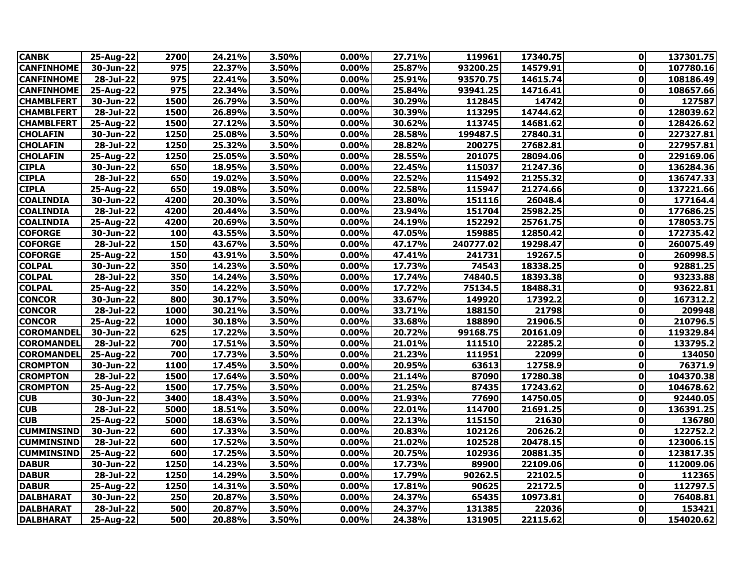| | | | | | | | | | | |
|---|---|---|---|---|---|---|---|---|---|---|
| **CANBK** | **25-Aug-22** | **2700** | **24.21%** | **3.50%** | **0.00%** | **27.71%** | **119961** | **17340.75** | **0** | **137301.75** |
| **CANFINHOME** | **30-Jun-22** | **975** | **22.37%** | **3.50%** | **0.00%** | **25.87%** | **93200.25** | **14579.91** | **0** | **107780.16** |
| **CANFINHOME** | **28-Jul-22** | **975** | **22.41%** | **3.50%** | **0.00%** | **25.91%** | **93570.75** | **14615.74** | **0** | **108186.49** |
| **CANFINHOME** | **25-Aug-22** | **975** | **22.34%** | **3.50%** | **0.00%** | **25.84%** | **93941.25** | **14716.41** | **0** | **108657.66** |
| **CHAMBLFERT** | **30-Jun-22** | **1500** | **26.79%** | **3.50%** | **0.00%** | **30.29%** | **112845** | **14742** | **0** | **127587** |
| **CHAMBLFERT** | **28-Jul-22** | **1500** | **26.89%** | **3.50%** | **0.00%** | **30.39%** | **113295** | **14744.62** | **0** | **128039.62** |
| **CHAMBLFERT** | **25-Aug-22** | **1500** | **27.12%** | **3.50%** | **0.00%** | **30.62%** | **113745** | **14681.62** | **0** | **128426.62** |
| **CHOLAFIN** | **30-Jun-22** | **1250** | **25.08%** | **3.50%** | **0.00%** | **28.58%** | **199487.5** | **27840.31** | **0** | **227327.81** |
| **CHOLAFIN** | **28-Jul-22** | **1250** | **25.32%** | **3.50%** | **0.00%** | **28.82%** | **200275** | **27682.81** | **0** | **227957.81** |
| **CHOLAFIN** | **25-Aug-22** | **1250** | **25.05%** | **3.50%** | **0.00%** | **28.55%** | **201075** | **28094.06** | **0** | **229169.06** |
| **CIPLA** | **30-Jun-22** | **650** | **18.95%** | **3.50%** | **0.00%** | **22.45%** | **115037** | **21247.36** | **0** | **136284.36** |
| **CIPLA** | **28-Jul-22** | **650** | **19.02%** | **3.50%** | **0.00%** | **22.52%** | **115492** | **21255.32** | **0** | **136747.33** |
| **CIPLA** | **25-Aug-22** | **650** | **19.08%** | **3.50%** | **0.00%** | **22.58%** | **115947** | **21274.66** | **0** | **137221.66** |
| **COALINDIA** | **30-Jun-22** | **4200** | **20.30%** | **3.50%** | **0.00%** | **23.80%** | **151116** | **26048.4** | **0** | **177164.4** |
| **COALINDIA** | **28-Jul-22** | **4200** | **20.44%** | **3.50%** | **0.00%** | **23.94%** | **151704** | **25982.25** | **0** | **177686.25** |
| **COALINDIA** | **25-Aug-22** | **4200** | **20.69%** | **3.50%** | **0.00%** | **24.19%** | **152292** | **25761.75** | **0** | **178053.75** |
| **COFORGE** | **30-Jun-22** | **100** | **43.55%** | **3.50%** | **0.00%** | **47.05%** | **159885** | **12850.42** | **0** | **172735.42** |
| **COFORGE** | **28-Jul-22** | **150** | **43.67%** | **3.50%** | **0.00%** | **47.17%** | **240777.02** | **19298.47** | **0** | **260075.49** |
| **COFORGE** | **25-Aug-22** | **150** | **43.91%** | **3.50%** | **0.00%** | **47.41%** | **241731** | **19267.5** | **0** | **260998.5** |
| **COLPAL** | **30-Jun-22** | **350** | **14.23%** | **3.50%** | **0.00%** | **17.73%** | **74543** | **18338.25** | **0** | **92881.25** |
| **COLPAL** | **28-Jul-22** | **350** | **14.24%** | **3.50%** | **0.00%** | **17.74%** | **74840.5** | **18393.38** | **0** | **93233.88** |
| **COLPAL** | **25-Aug-22** | **350** | **14.22%** | **3.50%** | **0.00%** | **17.72%** | **75134.5** | **18488.31** | **0** | **93622.81** |
| **CONCOR** | **30-Jun-22** | **800** | **30.17%** | **3.50%** | **0.00%** | **33.67%** | **149920** | **17392.2** | **0** | **167312.2** |
| **CONCOR** | **28-Jul-22** | **1000** | **30.21%** | **3.50%** | **0.00%** | **33.71%** | **188150** | **21798** | **0** | **209948** |
| **CONCOR** | **25-Aug-22** | **1000** | **30.18%** | **3.50%** | **0.00%** | **33.68%** | **188890** | **21906.5** | **0** | **210796.5** |
| **COROMANDEL** | **30-Jun-22** | **625** | **17.22%** | **3.50%** | **0.00%** | **20.72%** | **99168.75** | **20161.09** | **0** | **119329.84** |
| **COROMANDEL** | **28-Jul-22** | **700** | **17.51%** | **3.50%** | **0.00%** | **21.01%** | **111510** | **22285.2** | **0** | **133795.2** |
| **COROMANDEL** | **25-Aug-22** | **700** | **17.73%** | **3.50%** | **0.00%** | **21.23%** | **111951** | **22099** | **0** | **134050** |
| **CROMPTON** | **30-Jun-22** | **1100** | **17.45%** | **3.50%** | **0.00%** | **20.95%** | **63613** | **12758.9** | **0** | **76371.9** |
| **CROMPTON** | **28-Jul-22** | **1500** | **17.64%** | **3.50%** | **0.00%** | **21.14%** | **87090** | **17280.38** | **0** | **104370.38** |
| **CROMPTON** | **25-Aug-22** | **1500** | **17.75%** | **3.50%** | **0.00%** | **21.25%** | **87435** | **17243.62** | **0** | **104678.62** |
| **CUB** | **30-Jun-22** | **3400** | **18.43%** | **3.50%** | **0.00%** | **21.93%** | **77690** | **14750.05** | **0** | **92440.05** |
| **CUB** | **28-Jul-22** | **5000** | **18.51%** | **3.50%** | **0.00%** | **22.01%** | **114700** | **21691.25** | **0** | **136391.25** |
| **CUB** | **25-Aug-22** | **5000** | **18.63%** | **3.50%** | **0.00%** | **22.13%** | **115150** | **21630** | **0** | **136780** |
| **CUMMINSIND** | **30-Jun-22** | **600** | **17.33%** | **3.50%** | **0.00%** | **20.83%** | **102126** | **20626.2** | **0** | **122752.2** |
| **CUMMINSIND** | **28-Jul-22** | **600** | **17.52%** | **3.50%** | **0.00%** | **21.02%** | **102528** | **20478.15** | **0** | **123006.15** |
| **CUMMINSIND** | **25-Aug-22** | **600** | **17.25%** | **3.50%** | **0.00%** | **20.75%** | **102936** | **20881.35** | **0** | **123817.35** |
| **DABUR** | **30-Jun-22** | **1250** | **14.23%** | **3.50%** | **0.00%** | **17.73%** | **89900** | **22109.06** | **0** | **112009.06** |
| **DABUR** | **28-Jul-22** | **1250** | **14.29%** | **3.50%** | **0.00%** | **17.79%** | **90262.5** | **22102.5** | **0** | **112365** |
| **DABUR** | **25-Aug-22** | **1250** | **14.31%** | **3.50%** | **0.00%** | **17.81%** | **90625** | **22172.5** | **0** | **112797.5** |
| **DALBHARAT** | **30-Jun-22** | **250** | **20.87%** | **3.50%** | **0.00%** | **24.37%** | **65435** | **10973.81** | **0** | **76408.81** |
| **DALBHARAT** | **28-Jul-22** | **500** | **20.87%** | **3.50%** | **0.00%** | **24.37%** | **131385** | **22036** | **0** | **153421** |
| **DALBHARAT** | **25-Aug-22** | **500** | **20.88%** | **3.50%** | **0.00%** | **24.38%** | **131905** | **22115.62** | **0** | **154020.62** |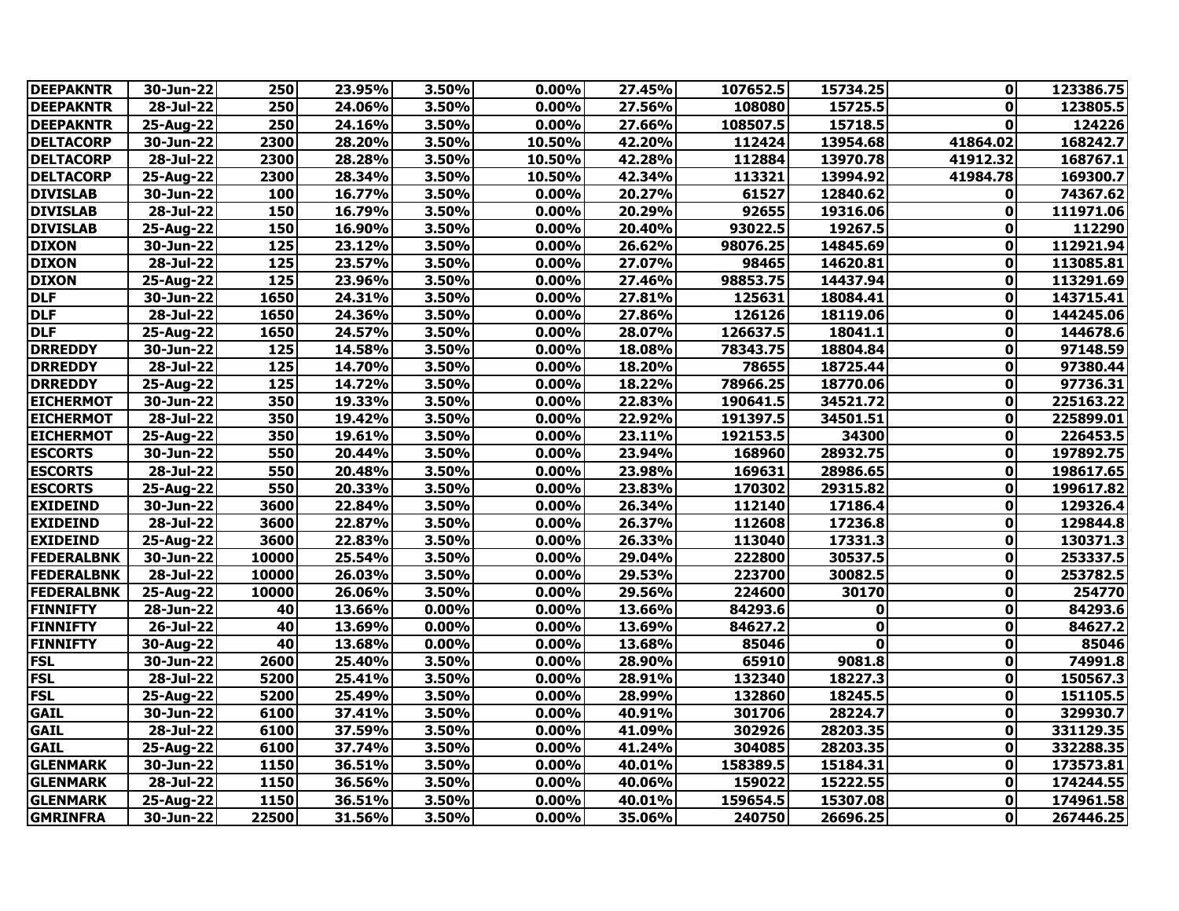| DEEPAKNTR | 30-Jun-22 | 250 | 23.95% | 3.50% | 0.00% | 27.45% | 107652.5 | 15734.25 | 0 | 123386.75 |
|---|---|---|---|---|---|---|---|---|---|---|
| DEEPAKNTR | 28-Jul-22 | 250 | 24.06% | 3.50% | 0.00% | 27.56% | 108080 | 15725.5 | 0 | 123805.5 |
| DEEPAKNTR | 25-Aug-22 | 250 | 24.16% | 3.50% | 0.00% | 27.66% | 108507.5 | 15718.5 | 0 | 124226 |
| DELTACORP | 30-Jun-22 | 2300 | 28.20% | 3.50% | 10.50% | 42.20% | 112424 | 13954.68 | 41864.02 | 168242.7 |
| DELTACORP | 28-Jul-22 | 2300 | 28.28% | 3.50% | 10.50% | 42.28% | 112884 | 13970.78 | 41912.32 | 168767.1 |
| DELTACORP | 25-Aug-22 | 2300 | 28.34% | 3.50% | 10.50% | 42.34% | 113321 | 13994.92 | 41984.78 | 169300.7 |
| DIVISLAB | 30-Jun-22 | 100 | 16.77% | 3.50% | 0.00% | 20.27% | 61527 | 12840.62 | 0 | 74367.62 |
| DIVISLAB | 28-Jul-22 | 150 | 16.79% | 3.50% | 0.00% | 20.29% | 92655 | 19316.06 | 0 | 111971.06 |
| DIVISLAB | 25-Aug-22 | 150 | 16.90% | 3.50% | 0.00% | 20.40% | 93022.5 | 19267.5 | 0 | 112290 |
| DIXON | 30-Jun-22 | 125 | 23.12% | 3.50% | 0.00% | 26.62% | 98076.25 | 14845.69 | 0 | 112921.94 |
| DIXON | 28-Jul-22 | 125 | 23.57% | 3.50% | 0.00% | 27.07% | 98465 | 14620.81 | 0 | 113085.81 |
| DIXON | 25-Aug-22 | 125 | 23.96% | 3.50% | 0.00% | 27.46% | 98853.75 | 14437.94 | 0 | 113291.69 |
| DLF | 30-Jun-22 | 1650 | 24.31% | 3.50% | 0.00% | 27.81% | 125631 | 18084.41 | 0 | 143715.41 |
| DLF | 28-Jul-22 | 1650 | 24.36% | 3.50% | 0.00% | 27.86% | 126126 | 18119.06 | 0 | 144245.06 |
| DLF | 25-Aug-22 | 1650 | 24.57% | 3.50% | 0.00% | 28.07% | 126637.5 | 18041.1 | 0 | 144678.6 |
| DRREDDY | 30-Jun-22 | 125 | 14.58% | 3.50% | 0.00% | 18.08% | 78343.75 | 18804.84 | 0 | 97148.59 |
| DRREDDY | 28-Jul-22 | 125 | 14.70% | 3.50% | 0.00% | 18.20% | 78655 | 18725.44 | 0 | 97380.44 |
| DRREDDY | 25-Aug-22 | 125 | 14.72% | 3.50% | 0.00% | 18.22% | 78966.25 | 18770.06 | 0 | 97736.31 |
| EICHERMOT | 30-Jun-22 | 350 | 19.33% | 3.50% | 0.00% | 22.83% | 190641.5 | 34521.72 | 0 | 225163.22 |
| EICHERMOT | 28-Jul-22 | 350 | 19.42% | 3.50% | 0.00% | 22.92% | 191397.5 | 34501.51 | 0 | 225899.01 |
| EICHERMOT | 25-Aug-22 | 350 | 19.61% | 3.50% | 0.00% | 23.11% | 192153.5 | 34300 | 0 | 226453.5 |
| ESCORTS | 30-Jun-22 | 550 | 20.44% | 3.50% | 0.00% | 23.94% | 168960 | 28932.75 | 0 | 197892.75 |
| ESCORTS | 28-Jul-22 | 550 | 20.48% | 3.50% | 0.00% | 23.98% | 169631 | 28986.65 | 0 | 198617.65 |
| ESCORTS | 25-Aug-22 | 550 | 20.33% | 3.50% | 0.00% | 23.83% | 170302 | 29315.82 | 0 | 199617.82 |
| EXIDEIND | 30-Jun-22 | 3600 | 22.84% | 3.50% | 0.00% | 26.34% | 112140 | 17186.4 | 0 | 129326.4 |
| EXIDEIND | 28-Jul-22 | 3600 | 22.87% | 3.50% | 0.00% | 26.37% | 112608 | 17236.8 | 0 | 129844.8 |
| EXIDEIND | 25-Aug-22 | 3600 | 22.83% | 3.50% | 0.00% | 26.33% | 113040 | 17331.3 | 0 | 130371.3 |
| FEDERALBNK | 30-Jun-22 | 10000 | 25.54% | 3.50% | 0.00% | 29.04% | 222800 | 30537.5 | 0 | 253337.5 |
| FEDERALBNK | 28-Jul-22 | 10000 | 26.03% | 3.50% | 0.00% | 29.53% | 223700 | 30082.5 | 0 | 253782.5 |
| FEDERALBNK | 25-Aug-22 | 10000 | 26.06% | 3.50% | 0.00% | 29.56% | 224600 | 30170 | 0 | 254770 |
| FINNIFTY | 28-Jun-22 | 40 | 13.66% | 0.00% | 0.00% | 13.66% | 84293.6 | 0 | 0 | 84293.6 |
| FINNIFTY | 26-Jul-22 | 40 | 13.69% | 0.00% | 0.00% | 13.69% | 84627.2 | 0 | 0 | 84627.2 |
| FINNIFTY | 30-Aug-22 | 40 | 13.68% | 0.00% | 0.00% | 13.68% | 85046 | 0 | 0 | 85046 |
| FSL | 30-Jun-22 | 2600 | 25.40% | 3.50% | 0.00% | 28.90% | 65910 | 9081.8 | 0 | 74991.8 |
| FSL | 28-Jul-22 | 5200 | 25.41% | 3.50% | 0.00% | 28.91% | 132340 | 18227.3 | 0 | 150567.3 |
| FSL | 25-Aug-22 | 5200 | 25.49% | 3.50% | 0.00% | 28.99% | 132860 | 18245.5 | 0 | 151105.5 |
| GAIL | 30-Jun-22 | 6100 | 37.41% | 3.50% | 0.00% | 40.91% | 301706 | 28224.7 | 0 | 329930.7 |
| GAIL | 28-Jul-22 | 6100 | 37.59% | 3.50% | 0.00% | 41.09% | 302926 | 28203.35 | 0 | 331129.35 |
| GAIL | 25-Aug-22 | 6100 | 37.74% | 3.50% | 0.00% | 41.24% | 304085 | 28203.35 | 0 | 332288.35 |
| GLENMARK | 30-Jun-22 | 1150 | 36.51% | 3.50% | 0.00% | 40.01% | 158389.5 | 15184.31 | 0 | 173573.81 |
| GLENMARK | 28-Jul-22 | 1150 | 36.56% | 3.50% | 0.00% | 40.06% | 159022 | 15222.55 | 0 | 174244.55 |
| GLENMARK | 25-Aug-22 | 1150 | 36.51% | 3.50% | 0.00% | 40.01% | 159654.5 | 15307.08 | 0 | 174961.58 |
| GMRINFRA | 30-Jun-22 | 22500 | 31.56% | 3.50% | 0.00% | 35.06% | 240750 | 26696.25 | 0 | 267446.25 |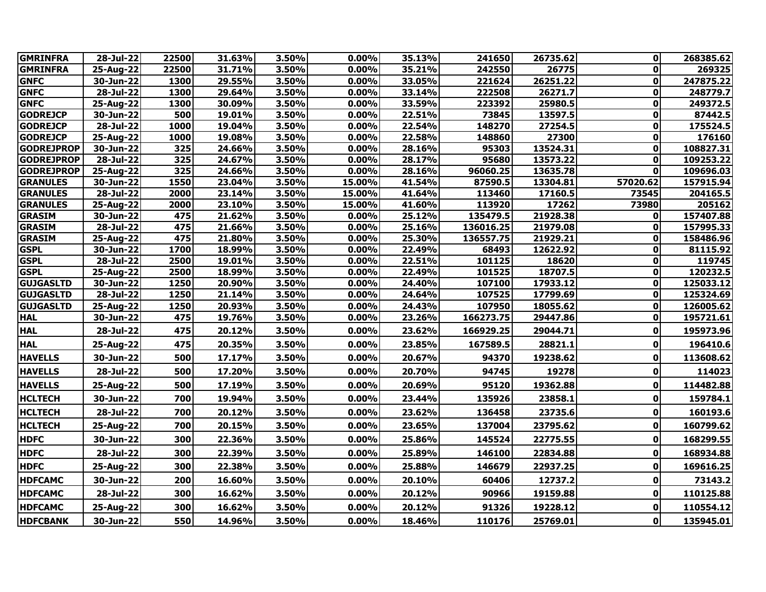| GMRINFRA | 28-Jul-22 | 22500 | 31.63% | 3.50% | 0.00% | 35.13% | 241650 | 26735.62 | 0 | 268385.62 |
|---|---|---|---|---|---|---|---|---|---|---|
| GMRINFRA | 25-Aug-22 | 22500 | 31.71% | 3.50% | 0.00% | 35.21% | 242550 | 26775 | 0 | 269325 |
| GNFC | 30-Jun-22 | 1300 | 29.55% | 3.50% | 0.00% | 33.05% | 221624 | 26251.22 | 0 | 247875.22 |
| GNFC | 28-Jul-22 | 1300 | 29.64% | 3.50% | 0.00% | 33.14% | 222508 | 26271.7 | 0 | 248779.7 |
| GNFC | 25-Aug-22 | 1300 | 30.09% | 3.50% | 0.00% | 33.59% | 223392 | 25980.5 | 0 | 249372.5 |
| GODREJCP | 30-Jun-22 | 500 | 19.01% | 3.50% | 0.00% | 22.51% | 73845 | 13597.5 | 0 | 87442.5 |
| GODREJCP | 28-Jul-22 | 1000 | 19.04% | 3.50% | 0.00% | 22.54% | 148270 | 27254.5 | 0 | 175524.5 |
| GODREJCP | 25-Aug-22 | 1000 | 19.08% | 3.50% | 0.00% | 22.58% | 148860 | 27300 | 0 | 176160 |
| GODREJPROP | 30-Jun-22 | 325 | 24.66% | 3.50% | 0.00% | 28.16% | 95303 | 13524.31 | 0 | 108827.31 |
| GODREJPROP | 28-Jul-22 | 325 | 24.67% | 3.50% | 0.00% | 28.17% | 95680 | 13573.22 | 0 | 109253.22 |
| GODREJPROP | 25-Aug-22 | 325 | 24.66% | 3.50% | 0.00% | 28.16% | 96060.25 | 13635.78 | 0 | 109696.03 |
| GRANULES | 30-Jun-22 | 1550 | 23.04% | 3.50% | 15.00% | 41.54% | 87590.5 | 13304.81 | 57020.62 | 157915.94 |
| GRANULES | 28-Jul-22 | 2000 | 23.14% | 3.50% | 15.00% | 41.64% | 113460 | 17160.5 | 73545 | 204165.5 |
| GRANULES | 25-Aug-22 | 2000 | 23.10% | 3.50% | 15.00% | 41.60% | 113920 | 17262 | 73980 | 205162 |
| GRASIM | 30-Jun-22 | 475 | 21.62% | 3.50% | 0.00% | 25.12% | 135479.5 | 21928.38 | 0 | 157407.88 |
| GRASIM | 28-Jul-22 | 475 | 21.66% | 3.50% | 0.00% | 25.16% | 136016.25 | 21979.08 | 0 | 157995.33 |
| GRASIM | 25-Aug-22 | 475 | 21.80% | 3.50% | 0.00% | 25.30% | 136557.75 | 21929.21 | 0 | 158486.96 |
| GSPL | 30-Jun-22 | 1700 | 18.99% | 3.50% | 0.00% | 22.49% | 68493 | 12622.92 | 0 | 81115.92 |
| GSPL | 28-Jul-22 | 2500 | 19.01% | 3.50% | 0.00% | 22.51% | 101125 | 18620 | 0 | 119745 |
| GSPL | 25-Aug-22 | 2500 | 18.99% | 3.50% | 0.00% | 22.49% | 101525 | 18707.5 | 0 | 120232.5 |
| GUJGASLTD | 30-Jun-22 | 1250 | 20.90% | 3.50% | 0.00% | 24.40% | 107100 | 17933.12 | 0 | 125033.12 |
| GUJGASLTD | 28-Jul-22 | 1250 | 21.14% | 3.50% | 0.00% | 24.64% | 107525 | 17799.69 | 0 | 125324.69 |
| GUJGASLTD | 25-Aug-22 | 1250 | 20.93% | 3.50% | 0.00% | 24.43% | 107950 | 18055.62 | 0 | 126005.62 |
| HAL | 30-Jun-22 | 475 | 19.76% | 3.50% | 0.00% | 23.26% | 166273.75 | 29447.86 | 0 | 195721.61 |
| HAL | 28-Jul-22 | 475 | 20.12% | 3.50% | 0.00% | 23.62% | 166929.25 | 29044.71 | 0 | 195973.96 |
| HAL | 25-Aug-22 | 475 | 20.35% | 3.50% | 0.00% | 23.85% | 167589.5 | 28821.1 | 0 | 196410.6 |
| HAVELLS | 30-Jun-22 | 500 | 17.17% | 3.50% | 0.00% | 20.67% | 94370 | 19238.62 | 0 | 113608.62 |
| HAVELLS | 28-Jul-22 | 500 | 17.20% | 3.50% | 0.00% | 20.70% | 94745 | 19278 | 0 | 114023 |
| HAVELLS | 25-Aug-22 | 500 | 17.19% | 3.50% | 0.00% | 20.69% | 95120 | 19362.88 | 0 | 114482.88 |
| HCLTECH | 30-Jun-22 | 700 | 19.94% | 3.50% | 0.00% | 23.44% | 135926 | 23858.1 | 0 | 159784.1 |
| HCLTECH | 28-Jul-22 | 700 | 20.12% | 3.50% | 0.00% | 23.62% | 136458 | 23735.6 | 0 | 160193.6 |
| HCLTECH | 25-Aug-22 | 700 | 20.15% | 3.50% | 0.00% | 23.65% | 137004 | 23795.62 | 0 | 160799.62 |
| HDFC | 30-Jun-22 | 300 | 22.36% | 3.50% | 0.00% | 25.86% | 145524 | 22775.55 | 0 | 168299.55 |
| HDFC | 28-Jul-22 | 300 | 22.39% | 3.50% | 0.00% | 25.89% | 146100 | 22834.88 | 0 | 168934.88 |
| HDFC | 25-Aug-22 | 300 | 22.38% | 3.50% | 0.00% | 25.88% | 146679 | 22937.25 | 0 | 169616.25 |
| HDFCAMC | 30-Jun-22 | 200 | 16.60% | 3.50% | 0.00% | 20.10% | 60406 | 12737.2 | 0 | 73143.2 |
| HDFCAMC | 28-Jul-22 | 300 | 16.62% | 3.50% | 0.00% | 20.12% | 90966 | 19159.88 | 0 | 110125.88 |
| HDFCAMC | 25-Aug-22 | 300 | 16.62% | 3.50% | 0.00% | 20.12% | 91326 | 19228.12 | 0 | 110554.12 |
| HDFCBANK | 30-Jun-22 | 550 | 14.96% | 3.50% | 0.00% | 18.46% | 110176 | 25769.01 | 0 | 135945.01 |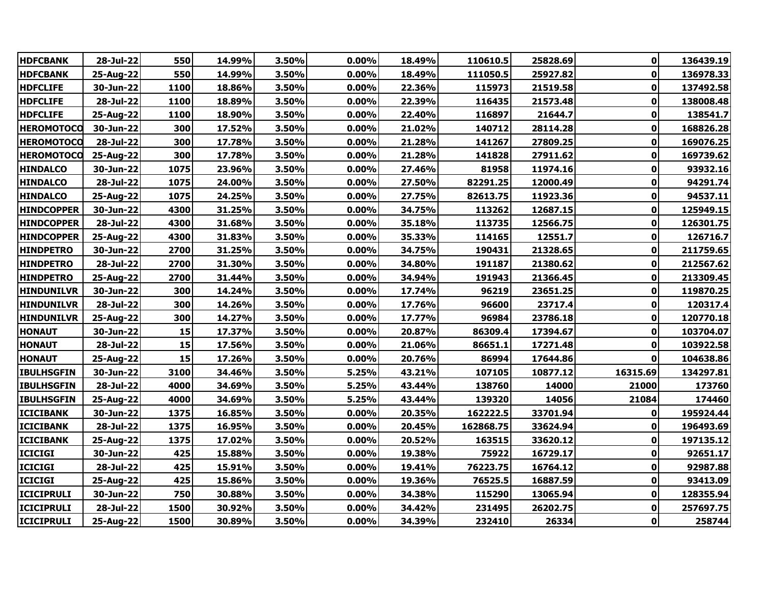| HDFCBANK | 28-Jul-22 | 550 | 14.99% | 3.50% | 0.00% | 18.49% | 110610.5 | 25828.69 | 0 | 136439.19 |
|---|---|---|---|---|---|---|---|---|---|---|
| HDFCBANK | 25-Aug-22 | 550 | 14.99% | 3.50% | 0.00% | 18.49% | 111050.5 | 25927.82 | 0 | 136978.33 |
| HDFCLIFE | 30-Jun-22 | 1100 | 18.86% | 3.50% | 0.00% | 22.36% | 115973 | 21519.58 | 0 | 137492.58 |
| HDFCLIFE | 28-Jul-22 | 1100 | 18.89% | 3.50% | 0.00% | 22.39% | 116435 | 21573.48 | 0 | 138008.48 |
| HDFCLIFE | 25-Aug-22 | 1100 | 18.90% | 3.50% | 0.00% | 22.40% | 116897 | 21644.7 | 0 | 138541.7 |
| HEROMOTOCO | 30-Jun-22 | 300 | 17.52% | 3.50% | 0.00% | 21.02% | 140712 | 28114.28 | 0 | 168826.28 |
| HEROMOTOCO | 28-Jul-22 | 300 | 17.78% | 3.50% | 0.00% | 21.28% | 141267 | 27809.25 | 0 | 169076.25 |
| HEROMOTOCO | 25-Aug-22 | 300 | 17.78% | 3.50% | 0.00% | 21.28% | 141828 | 27911.62 | 0 | 169739.62 |
| HINDALCO | 30-Jun-22 | 1075 | 23.96% | 3.50% | 0.00% | 27.46% | 81958 | 11974.16 | 0 | 93932.16 |
| HINDALCO | 28-Jul-22 | 1075 | 24.00% | 3.50% | 0.00% | 27.50% | 82291.25 | 12000.49 | 0 | 94291.74 |
| HINDALCO | 25-Aug-22 | 1075 | 24.25% | 3.50% | 0.00% | 27.75% | 82613.75 | 11923.36 | 0 | 94537.11 |
| HINDCOPPER | 30-Jun-22 | 4300 | 31.25% | 3.50% | 0.00% | 34.75% | 113262 | 12687.15 | 0 | 125949.15 |
| HINDCOPPER | 28-Jul-22 | 4300 | 31.68% | 3.50% | 0.00% | 35.18% | 113735 | 12566.75 | 0 | 126301.75 |
| HINDCOPPER | 25-Aug-22 | 4300 | 31.83% | 3.50% | 0.00% | 35.33% | 114165 | 12551.7 | 0 | 126716.7 |
| HINDPETRO | 30-Jun-22 | 2700 | 31.25% | 3.50% | 0.00% | 34.75% | 190431 | 21328.65 | 0 | 211759.65 |
| HINDPETRO | 28-Jul-22 | 2700 | 31.30% | 3.50% | 0.00% | 34.80% | 191187 | 21380.62 | 0 | 212567.62 |
| HINDPETRO | 25-Aug-22 | 2700 | 31.44% | 3.50% | 0.00% | 34.94% | 191943 | 21366.45 | 0 | 213309.45 |
| HINDUNILVR | 30-Jun-22 | 300 | 14.24% | 3.50% | 0.00% | 17.74% | 96219 | 23651.25 | 0 | 119870.25 |
| HINDUNILVR | 28-Jul-22 | 300 | 14.26% | 3.50% | 0.00% | 17.76% | 96600 | 23717.4 | 0 | 120317.4 |
| HINDUNILVR | 25-Aug-22 | 300 | 14.27% | 3.50% | 0.00% | 17.77% | 96984 | 23786.18 | 0 | 120770.18 |
| HONAUT | 30-Jun-22 | 15 | 17.37% | 3.50% | 0.00% | 20.87% | 86309.4 | 17394.67 | 0 | 103704.07 |
| HONAUT | 28-Jul-22 | 15 | 17.56% | 3.50% | 0.00% | 21.06% | 86651.1 | 17271.48 | 0 | 103922.58 |
| HONAUT | 25-Aug-22 | 15 | 17.26% | 3.50% | 0.00% | 20.76% | 86994 | 17644.86 | 0 | 104638.86 |
| IBULHSGFIN | 30-Jun-22 | 3100 | 34.46% | 3.50% | 5.25% | 43.21% | 107105 | 10877.12 | 16315.69 | 134297.81 |
| IBULHSGFIN | 28-Jul-22 | 4000 | 34.69% | 3.50% | 5.25% | 43.44% | 138760 | 14000 | 21000 | 173760 |
| IBULHSGFIN | 25-Aug-22 | 4000 | 34.69% | 3.50% | 5.25% | 43.44% | 139320 | 14056 | 21084 | 174460 |
| ICICIBANK | 30-Jun-22 | 1375 | 16.85% | 3.50% | 0.00% | 20.35% | 162222.5 | 33701.94 | 0 | 195924.44 |
| ICICIBANK | 28-Jul-22 | 1375 | 16.95% | 3.50% | 0.00% | 20.45% | 162868.75 | 33624.94 | 0 | 196493.69 |
| ICICIBANK | 25-Aug-22 | 1375 | 17.02% | 3.50% | 0.00% | 20.52% | 163515 | 33620.12 | 0 | 197135.12 |
| ICICIGI | 30-Jun-22 | 425 | 15.88% | 3.50% | 0.00% | 19.38% | 75922 | 16729.17 | 0 | 92651.17 |
| ICICIGI | 28-Jul-22 | 425 | 15.91% | 3.50% | 0.00% | 19.41% | 76223.75 | 16764.12 | 0 | 92987.88 |
| ICICIGI | 25-Aug-22 | 425 | 15.86% | 3.50% | 0.00% | 19.36% | 76525.5 | 16887.59 | 0 | 93413.09 |
| ICICIPRULI | 30-Jun-22 | 750 | 30.88% | 3.50% | 0.00% | 34.38% | 115290 | 13065.94 | 0 | 128355.94 |
| ICICIPRULI | 28-Jul-22 | 1500 | 30.92% | 3.50% | 0.00% | 34.42% | 231495 | 26202.75 | 0 | 257697.75 |
| ICICIPRULI | 25-Aug-22 | 1500 | 30.89% | 3.50% | 0.00% | 34.39% | 232410 | 26334 | 0 | 258744 |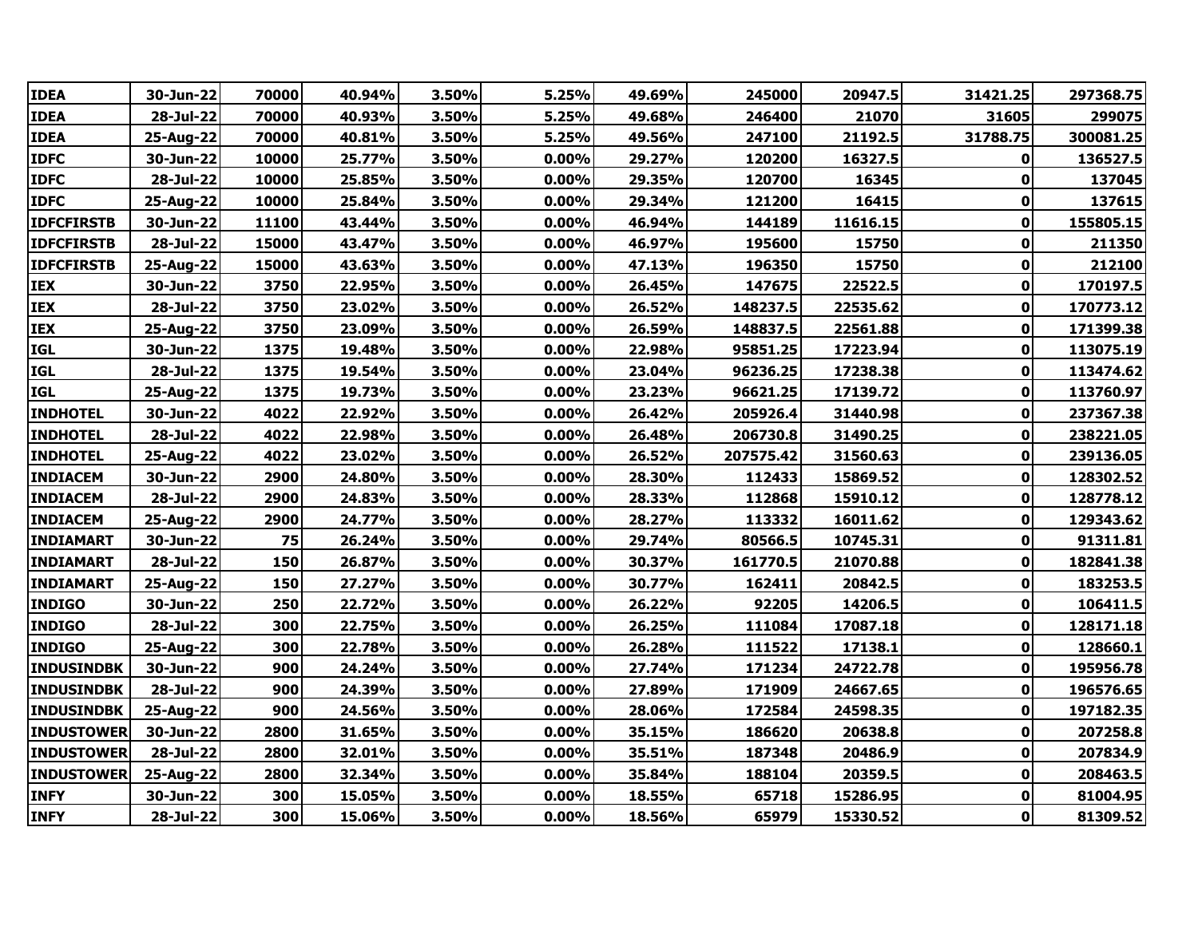| IDEA | 30-Jun-22 | 70000 | 40.94% | 3.50% | 5.25% | 49.69% | 245000 | 20947.5 | 31421.25 | 297368.75 |
|---|---|---|---|---|---|---|---|---|---|---|
| IDEA | 28-Jul-22 | 70000 | 40.93% | 3.50% | 5.25% | 49.68% | 246400 | 21070 | 31605 | 299075 |
| IDEA | 25-Aug-22 | 70000 | 40.81% | 3.50% | 5.25% | 49.56% | 247100 | 21192.5 | 31788.75 | 300081.25 |
| IDFC | 30-Jun-22 | 10000 | 25.77% | 3.50% | 0.00% | 29.27% | 120200 | 16327.5 | 0 | 136527.5 |
| IDFC | 28-Jul-22 | 10000 | 25.85% | 3.50% | 0.00% | 29.35% | 120700 | 16345 | 0 | 137045 |
| IDFC | 25-Aug-22 | 10000 | 25.84% | 3.50% | 0.00% | 29.34% | 121200 | 16415 | 0 | 137615 |
| IDFCFIRSTB | 30-Jun-22 | 11100 | 43.44% | 3.50% | 0.00% | 46.94% | 144189 | 11616.15 | 0 | 155805.15 |
| IDFCFIRSTB | 28-Jul-22 | 15000 | 43.47% | 3.50% | 0.00% | 46.97% | 195600 | 15750 | 0 | 211350 |
| IDFCFIRSTB | 25-Aug-22 | 15000 | 43.63% | 3.50% | 0.00% | 47.13% | 196350 | 15750 | 0 | 212100 |
| IEX | 30-Jun-22 | 3750 | 22.95% | 3.50% | 0.00% | 26.45% | 147675 | 22522.5 | 0 | 170197.5 |
| IEX | 28-Jul-22 | 3750 | 23.02% | 3.50% | 0.00% | 26.52% | 148237.5 | 22535.62 | 0 | 170773.12 |
| IEX | 25-Aug-22 | 3750 | 23.09% | 3.50% | 0.00% | 26.59% | 148837.5 | 22561.88 | 0 | 171399.38 |
| IGL | 30-Jun-22 | 1375 | 19.48% | 3.50% | 0.00% | 22.98% | 95851.25 | 17223.94 | 0 | 113075.19 |
| IGL | 28-Jul-22 | 1375 | 19.54% | 3.50% | 0.00% | 23.04% | 96236.25 | 17238.38 | 0 | 113474.62 |
| IGL | 25-Aug-22 | 1375 | 19.73% | 3.50% | 0.00% | 23.23% | 96621.25 | 17139.72 | 0 | 113760.97 |
| INDHOTEL | 30-Jun-22 | 4022 | 22.92% | 3.50% | 0.00% | 26.42% | 205926.4 | 31440.98 | 0 | 237367.38 |
| INDHOTEL | 28-Jul-22 | 4022 | 22.98% | 3.50% | 0.00% | 26.48% | 206730.8 | 31490.25 | 0 | 238221.05 |
| INDHOTEL | 25-Aug-22 | 4022 | 23.02% | 3.50% | 0.00% | 26.52% | 207575.42 | 31560.63 | 0 | 239136.05 |
| INDIACEM | 30-Jun-22 | 2900 | 24.80% | 3.50% | 0.00% | 28.30% | 112433 | 15869.52 | 0 | 128302.52 |
| INDIACEM | 28-Jul-22 | 2900 | 24.83% | 3.50% | 0.00% | 28.33% | 112868 | 15910.12 | 0 | 128778.12 |
| INDIACEM | 25-Aug-22 | 2900 | 24.77% | 3.50% | 0.00% | 28.27% | 113332 | 16011.62 | 0 | 129343.62 |
| INDIAMART | 30-Jun-22 | 75 | 26.24% | 3.50% | 0.00% | 29.74% | 80566.5 | 10745.31 | 0 | 91311.81 |
| INDIAMART | 28-Jul-22 | 150 | 26.87% | 3.50% | 0.00% | 30.37% | 161770.5 | 21070.88 | 0 | 182841.38 |
| INDIAMART | 25-Aug-22 | 150 | 27.27% | 3.50% | 0.00% | 30.77% | 162411 | 20842.5 | 0 | 183253.5 |
| INDIGO | 30-Jun-22 | 250 | 22.72% | 3.50% | 0.00% | 26.22% | 92205 | 14206.5 | 0 | 106411.5 |
| INDIGO | 28-Jul-22 | 300 | 22.75% | 3.50% | 0.00% | 26.25% | 111084 | 17087.18 | 0 | 128171.18 |
| INDIGO | 25-Aug-22 | 300 | 22.78% | 3.50% | 0.00% | 26.28% | 111522 | 17138.1 | 0 | 128660.1 |
| INDUSINDBK | 30-Jun-22 | 900 | 24.24% | 3.50% | 0.00% | 27.74% | 171234 | 24722.78 | 0 | 195956.78 |
| INDUSINDBK | 28-Jul-22 | 900 | 24.39% | 3.50% | 0.00% | 27.89% | 171909 | 24667.65 | 0 | 196576.65 |
| INDUSINDBK | 25-Aug-22 | 900 | 24.56% | 3.50% | 0.00% | 28.06% | 172584 | 24598.35 | 0 | 197182.35 |
| INDUSTOWER | 30-Jun-22 | 2800 | 31.65% | 3.50% | 0.00% | 35.15% | 186620 | 20638.8 | 0 | 207258.8 |
| INDUSTOWER | 28-Jul-22 | 2800 | 32.01% | 3.50% | 0.00% | 35.51% | 187348 | 20486.9 | 0 | 207834.9 |
| INDUSTOWER | 25-Aug-22 | 2800 | 32.34% | 3.50% | 0.00% | 35.84% | 188104 | 20359.5 | 0 | 208463.5 |
| INFY | 30-Jun-22 | 300 | 15.05% | 3.50% | 0.00% | 18.55% | 65718 | 15286.95 | 0 | 81004.95 |
| INFY | 28-Jul-22 | 300 | 15.06% | 3.50% | 0.00% | 18.56% | 65979 | 15330.52 | 0 | 81309.52 |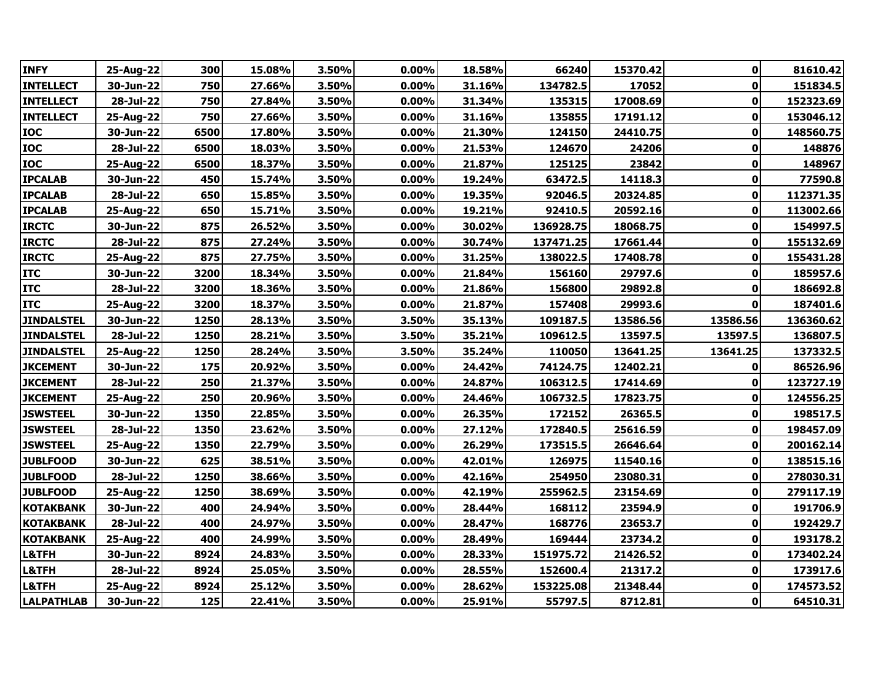| | | | | | | | | | | |
|---|---|---|---|---|---|---|---|---|---|---|
| **INFY** | **25-Aug-22** | **300** | **15.08%** | **3.50%** | **0.00%** | **18.58%** | **66240** | **15370.42** | **0** | **81610.42** |
| **INTELLECT** | **30-Jun-22** | **750** | **27.66%** | **3.50%** | **0.00%** | **31.16%** | **134782.5** | **17052** | **0** | **151834.5** |
| **INTELLECT** | **28-Jul-22** | **750** | **27.84%** | **3.50%** | **0.00%** | **31.34%** | **135315** | **17008.69** | **0** | **152323.69** |
| **INTELLECT** | **25-Aug-22** | **750** | **27.66%** | **3.50%** | **0.00%** | **31.16%** | **135855** | **17191.12** | **0** | **153046.12** |
| **IOC** | **30-Jun-22** | **6500** | **17.80%** | **3.50%** | **0.00%** | **21.30%** | **124150** | **24410.75** | **0** | **148560.75** |
| **IOC** | **28-Jul-22** | **6500** | **18.03%** | **3.50%** | **0.00%** | **21.53%** | **124670** | **24206** | **0** | **148876** |
| **IOC** | **25-Aug-22** | **6500** | **18.37%** | **3.50%** | **0.00%** | **21.87%** | **125125** | **23842** | **0** | **148967** |
| **IPCALAB** | **30-Jun-22** | **450** | **15.74%** | **3.50%** | **0.00%** | **19.24%** | **63472.5** | **14118.3** | **0** | **77590.8** |
| **IPCALAB** | **28-Jul-22** | **650** | **15.85%** | **3.50%** | **0.00%** | **19.35%** | **92046.5** | **20324.85** | **0** | **112371.35** |
| **IPCALAB** | **25-Aug-22** | **650** | **15.71%** | **3.50%** | **0.00%** | **19.21%** | **92410.5** | **20592.16** | **0** | **113002.66** |
| **IRCTC** | **30-Jun-22** | **875** | **26.52%** | **3.50%** | **0.00%** | **30.02%** | **136928.75** | **18068.75** | **0** | **154997.5** |
| **IRCTC** | **28-Jul-22** | **875** | **27.24%** | **3.50%** | **0.00%** | **30.74%** | **137471.25** | **17661.44** | **0** | **155132.69** |
| **IRCTC** | **25-Aug-22** | **875** | **27.75%** | **3.50%** | **0.00%** | **31.25%** | **138022.5** | **17408.78** | **0** | **155431.28** |
| **ITC** | **30-Jun-22** | **3200** | **18.34%** | **3.50%** | **0.00%** | **21.84%** | **156160** | **29797.6** | **0** | **185957.6** |
| **ITC** | **28-Jul-22** | **3200** | **18.36%** | **3.50%** | **0.00%** | **21.86%** | **156800** | **29892.8** | **0** | **186692.8** |
| **ITC** | **25-Aug-22** | **3200** | **18.37%** | **3.50%** | **0.00%** | **21.87%** | **157408** | **29993.6** | **0** | **187401.6** |
| **JINDALSTEL** | **30-Jun-22** | **1250** | **28.13%** | **3.50%** | **3.50%** | **35.13%** | **109187.5** | **13586.56** | **13586.56** | **136360.62** |
| **JINDALSTEL** | **28-Jul-22** | **1250** | **28.21%** | **3.50%** | **3.50%** | **35.21%** | **109612.5** | **13597.5** | **13597.5** | **136807.5** |
| **JINDALSTEL** | **25-Aug-22** | **1250** | **28.24%** | **3.50%** | **3.50%** | **35.24%** | **110050** | **13641.25** | **13641.25** | **137332.5** |
| **JKCEMENT** | **30-Jun-22** | **175** | **20.92%** | **3.50%** | **0.00%** | **24.42%** | **74124.75** | **12402.21** | **0** | **86526.96** |
| **JKCEMENT** | **28-Jul-22** | **250** | **21.37%** | **3.50%** | **0.00%** | **24.87%** | **106312.5** | **17414.69** | **0** | **123727.19** |
| **JKCEMENT** | **25-Aug-22** | **250** | **20.96%** | **3.50%** | **0.00%** | **24.46%** | **106732.5** | **17823.75** | **0** | **124556.25** |
| **JSWSTEEL** | **30-Jun-22** | **1350** | **22.85%** | **3.50%** | **0.00%** | **26.35%** | **172152** | **26365.5** | **0** | **198517.5** |
| **JSWSTEEL** | **28-Jul-22** | **1350** | **23.62%** | **3.50%** | **0.00%** | **27.12%** | **172840.5** | **25616.59** | **0** | **198457.09** |
| **JSWSTEEL** | **25-Aug-22** | **1350** | **22.79%** | **3.50%** | **0.00%** | **26.29%** | **173515.5** | **26646.64** | **0** | **200162.14** |
| **JUBLFOOD** | **30-Jun-22** | **625** | **38.51%** | **3.50%** | **0.00%** | **42.01%** | **126975** | **11540.16** | **0** | **138515.16** |
| **JUBLFOOD** | **28-Jul-22** | **1250** | **38.66%** | **3.50%** | **0.00%** | **42.16%** | **254950** | **23080.31** | **0** | **278030.31** |
| **JUBLFOOD** | **25-Aug-22** | **1250** | **38.69%** | **3.50%** | **0.00%** | **42.19%** | **255962.5** | **23154.69** | **0** | **279117.19** |
| **KOTAKBANK** | **30-Jun-22** | **400** | **24.94%** | **3.50%** | **0.00%** | **28.44%** | **168112** | **23594.9** | **0** | **191706.9** |
| **KOTAKBANK** | **28-Jul-22** | **400** | **24.97%** | **3.50%** | **0.00%** | **28.47%** | **168776** | **23653.7** | **0** | **192429.7** |
| **KOTAKBANK** | **25-Aug-22** | **400** | **24.99%** | **3.50%** | **0.00%** | **28.49%** | **169444** | **23734.2** | **0** | **193178.2** |
| **L&TFH** | **30-Jun-22** | **8924** | **24.83%** | **3.50%** | **0.00%** | **28.33%** | **151975.72** | **21426.52** | **0** | **173402.24** |
| **L&TFH** | **28-Jul-22** | **8924** | **25.05%** | **3.50%** | **0.00%** | **28.55%** | **152600.4** | **21317.2** | **0** | **173917.6** |
| **L&TFH** | **25-Aug-22** | **8924** | **25.12%** | **3.50%** | **0.00%** | **28.62%** | **153225.08** | **21348.44** | **0** | **174573.52** |
| **LALPATHLAB** | **30-Jun-22** | **125** | **22.41%** | **3.50%** | **0.00%** | **25.91%** | **55797.5** | **8712.81** | **0** | **64510.31** |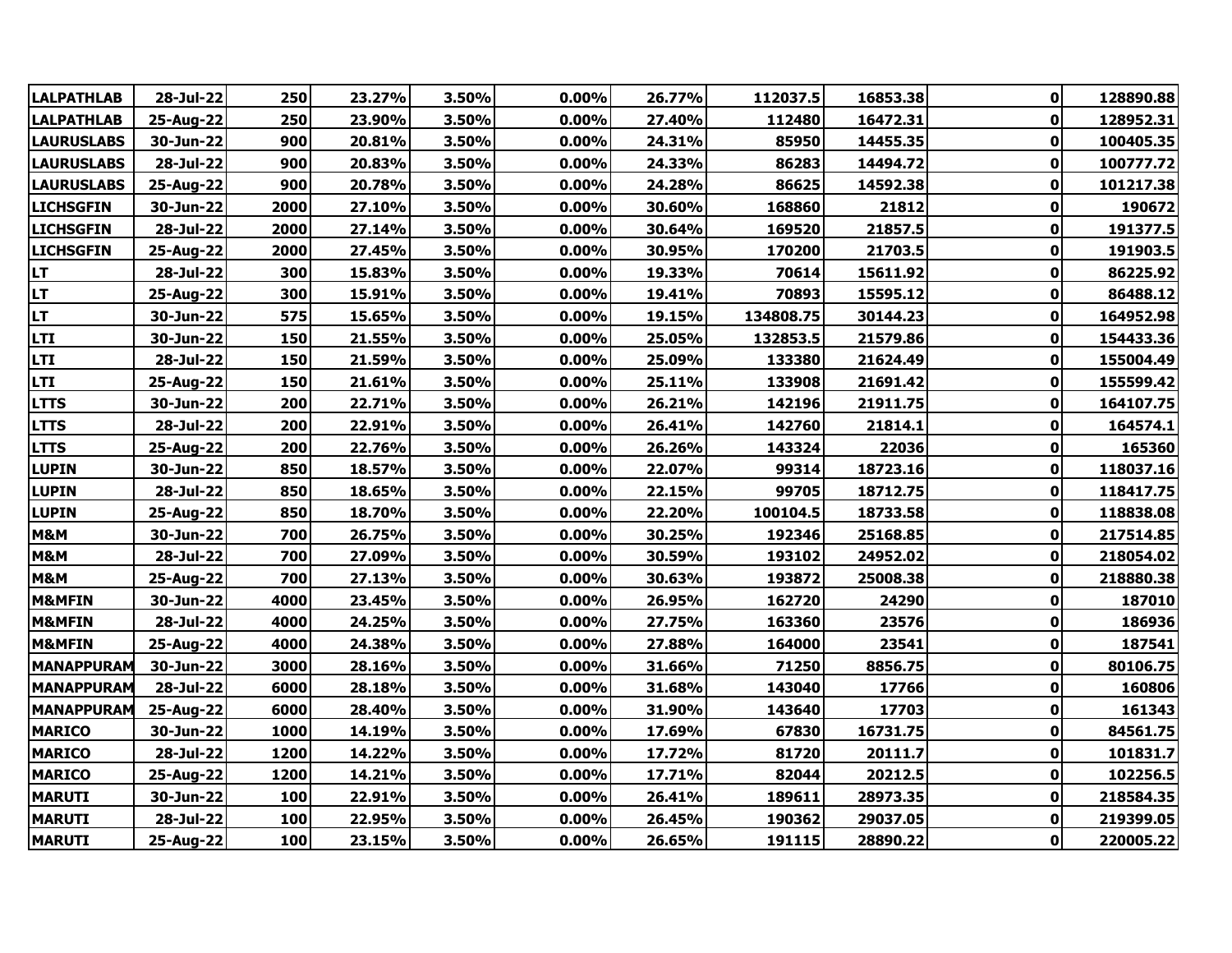| | | | | | | | | | | |
|---|---|---|---|---|---|---|---|---|---|---|
| LALPATHLAB | 28-Jul-22 | 250 | 23.27% | 3.50% | 0.00% | 26.77% | 112037.5 | 16853.38 | 0 | 128890.88 |
| LALPATHLAB | 25-Aug-22 | 250 | 23.90% | 3.50% | 0.00% | 27.40% | 112480 | 16472.31 | 0 | 128952.31 |
| LAURUSLABS | 30-Jun-22 | 900 | 20.81% | 3.50% | 0.00% | 24.31% | 85950 | 14455.35 | 0 | 100405.35 |
| LAURUSLABS | 28-Jul-22 | 900 | 20.83% | 3.50% | 0.00% | 24.33% | 86283 | 14494.72 | 0 | 100777.72 |
| LAURUSLABS | 25-Aug-22 | 900 | 20.78% | 3.50% | 0.00% | 24.28% | 86625 | 14592.38 | 0 | 101217.38 |
| LICHSGFIN | 30-Jun-22 | 2000 | 27.10% | 3.50% | 0.00% | 30.60% | 168860 | 21812 | 0 | 190672 |
| LICHSGFIN | 28-Jul-22 | 2000 | 27.14% | 3.50% | 0.00% | 30.64% | 169520 | 21857.5 | 0 | 191377.5 |
| LICHSGFIN | 25-Aug-22 | 2000 | 27.45% | 3.50% | 0.00% | 30.95% | 170200 | 21703.5 | 0 | 191903.5 |
| LT | 28-Jul-22 | 300 | 15.83% | 3.50% | 0.00% | 19.33% | 70614 | 15611.92 | 0 | 86225.92 |
| LT | 25-Aug-22 | 300 | 15.91% | 3.50% | 0.00% | 19.41% | 70893 | 15595.12 | 0 | 86488.12 |
| LT | 30-Jun-22 | 575 | 15.65% | 3.50% | 0.00% | 19.15% | 134808.75 | 30144.23 | 0 | 164952.98 |
| LTI | 30-Jun-22 | 150 | 21.55% | 3.50% | 0.00% | 25.05% | 132853.5 | 21579.86 | 0 | 154433.36 |
| LTI | 28-Jul-22 | 150 | 21.59% | 3.50% | 0.00% | 25.09% | 133380 | 21624.49 | 0 | 155004.49 |
| LTI | 25-Aug-22 | 150 | 21.61% | 3.50% | 0.00% | 25.11% | 133908 | 21691.42 | 0 | 155599.42 |
| LTTS | 30-Jun-22 | 200 | 22.71% | 3.50% | 0.00% | 26.21% | 142196 | 21911.75 | 0 | 164107.75 |
| LTTS | 28-Jul-22 | 200 | 22.91% | 3.50% | 0.00% | 26.41% | 142760 | 21814.1 | 0 | 164574.1 |
| LTTS | 25-Aug-22 | 200 | 22.76% | 3.50% | 0.00% | 26.26% | 143324 | 22036 | 0 | 165360 |
| LUPIN | 30-Jun-22 | 850 | 18.57% | 3.50% | 0.00% | 22.07% | 99314 | 18723.16 | 0 | 118037.16 |
| LUPIN | 28-Jul-22 | 850 | 18.65% | 3.50% | 0.00% | 22.15% | 99705 | 18712.75 | 0 | 118417.75 |
| LUPIN | 25-Aug-22 | 850 | 18.70% | 3.50% | 0.00% | 22.20% | 100104.5 | 18733.58 | 0 | 118838.08 |
| M&M | 30-Jun-22 | 700 | 26.75% | 3.50% | 0.00% | 30.25% | 192346 | 25168.85 | 0 | 217514.85 |
| M&M | 28-Jul-22 | 700 | 27.09% | 3.50% | 0.00% | 30.59% | 193102 | 24952.02 | 0 | 218054.02 |
| M&M | 25-Aug-22 | 700 | 27.13% | 3.50% | 0.00% | 30.63% | 193872 | 25008.38 | 0 | 218880.38 |
| M&MFIN | 30-Jun-22 | 4000 | 23.45% | 3.50% | 0.00% | 26.95% | 162720 | 24290 | 0 | 187010 |
| M&MFIN | 28-Jul-22 | 4000 | 24.25% | 3.50% | 0.00% | 27.75% | 163360 | 23576 | 0 | 186936 |
| M&MFIN | 25-Aug-22 | 4000 | 24.38% | 3.50% | 0.00% | 27.88% | 164000 | 23541 | 0 | 187541 |
| MANAPPURAM | 30-Jun-22 | 3000 | 28.16% | 3.50% | 0.00% | 31.66% | 71250 | 8856.75 | 0 | 80106.75 |
| MANAPPURAM | 28-Jul-22 | 6000 | 28.18% | 3.50% | 0.00% | 31.68% | 143040 | 17766 | 0 | 160806 |
| MANAPPURAM | 25-Aug-22 | 6000 | 28.40% | 3.50% | 0.00% | 31.90% | 143640 | 17703 | 0 | 161343 |
| MARICO | 30-Jun-22 | 1000 | 14.19% | 3.50% | 0.00% | 17.69% | 67830 | 16731.75 | 0 | 84561.75 |
| MARICO | 28-Jul-22 | 1200 | 14.22% | 3.50% | 0.00% | 17.72% | 81720 | 20111.7 | 0 | 101831.7 |
| MARICO | 25-Aug-22 | 1200 | 14.21% | 3.50% | 0.00% | 17.71% | 82044 | 20212.5 | 0 | 102256.5 |
| MARUTI | 30-Jun-22 | 100 | 22.91% | 3.50% | 0.00% | 26.41% | 189611 | 28973.35 | 0 | 218584.35 |
| MARUTI | 28-Jul-22 | 100 | 22.95% | 3.50% | 0.00% | 26.45% | 190362 | 29037.05 | 0 | 219399.05 |
| MARUTI | 25-Aug-22 | 100 | 23.15% | 3.50% | 0.00% | 26.65% | 191115 | 28890.22 | 0 | 220005.22 |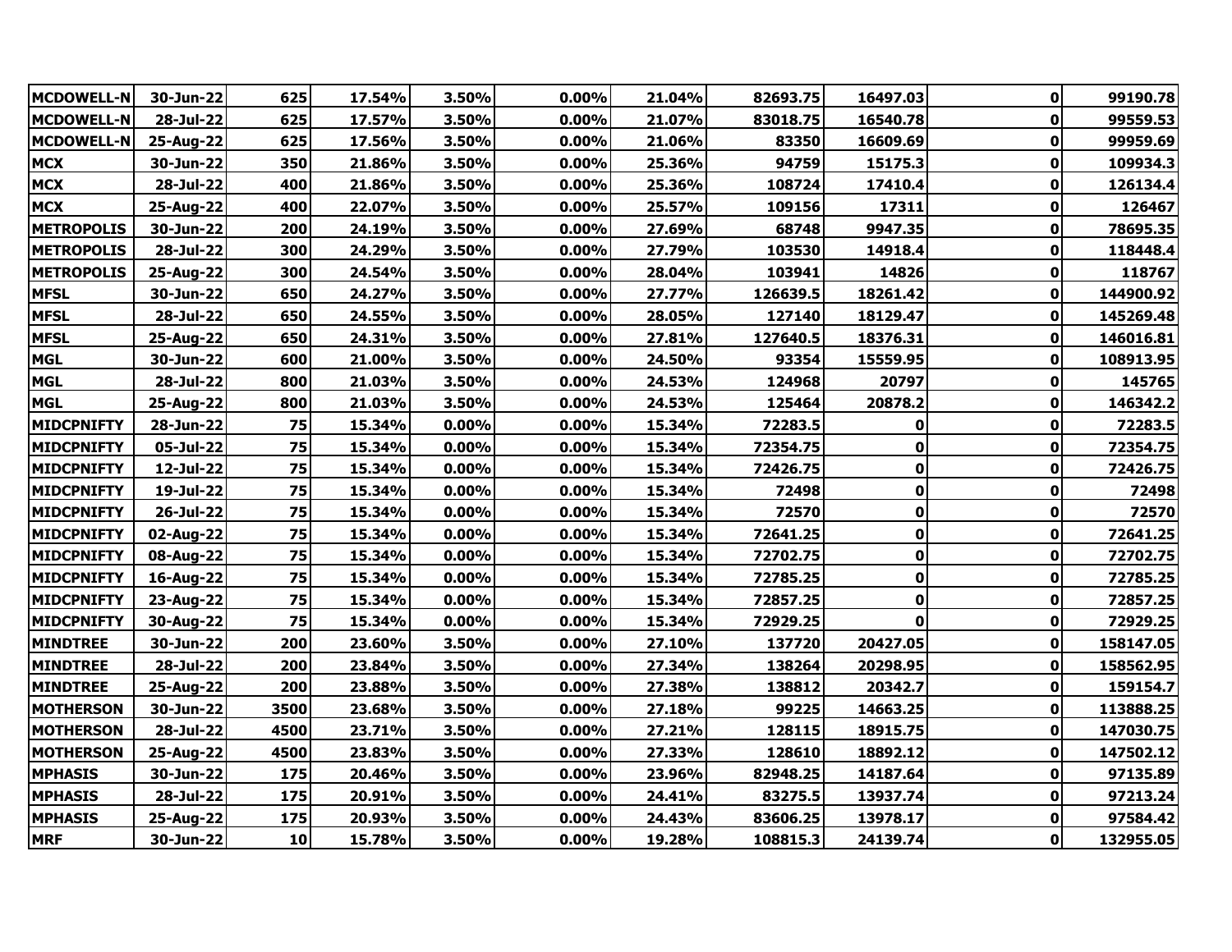| MCDOWELL-N | 30-Jun-22 | 625 | 17.54% | 3.50% | 0.00% | 21.04% | 82693.75 | 16497.03 | 0 | 99190.78 |
|---|---|---|---|---|---|---|---|---|---|---|
| MCDOWELL-N | 28-Jul-22 | 625 | 17.57% | 3.50% | 0.00% | 21.07% | 83018.75 | 16540.78 | 0 | 99559.53 |
| MCDOWELL-N | 25-Aug-22 | 625 | 17.56% | 3.50% | 0.00% | 21.06% | 83350 | 16609.69 | 0 | 99959.69 |
| MCX | 30-Jun-22 | 350 | 21.86% | 3.50% | 0.00% | 25.36% | 94759 | 15175.3 | 0 | 109934.3 |
| MCX | 28-Jul-22 | 400 | 21.86% | 3.50% | 0.00% | 25.36% | 108724 | 17410.4 | 0 | 126134.4 |
| MCX | 25-Aug-22 | 400 | 22.07% | 3.50% | 0.00% | 25.57% | 109156 | 17311 | 0 | 126467 |
| METROPOLIS | 30-Jun-22 | 200 | 24.19% | 3.50% | 0.00% | 27.69% | 68748 | 9947.35 | 0 | 78695.35 |
| METROPOLIS | 28-Jul-22 | 300 | 24.29% | 3.50% | 0.00% | 27.79% | 103530 | 14918.4 | 0 | 118448.4 |
| METROPOLIS | 25-Aug-22 | 300 | 24.54% | 3.50% | 0.00% | 28.04% | 103941 | 14826 | 0 | 118767 |
| MFSL | 30-Jun-22 | 650 | 24.27% | 3.50% | 0.00% | 27.77% | 126639.5 | 18261.42 | 0 | 144900.92 |
| MFSL | 28-Jul-22 | 650 | 24.55% | 3.50% | 0.00% | 28.05% | 127140 | 18129.47 | 0 | 145269.48 |
| MFSL | 25-Aug-22 | 650 | 24.31% | 3.50% | 0.00% | 27.81% | 127640.5 | 18376.31 | 0 | 146016.81 |
| MGL | 30-Jun-22 | 600 | 21.00% | 3.50% | 0.00% | 24.50% | 93354 | 15559.95 | 0 | 108913.95 |
| MGL | 28-Jul-22 | 800 | 21.03% | 3.50% | 0.00% | 24.53% | 124968 | 20797 | 0 | 145765 |
| MGL | 25-Aug-22 | 800 | 21.03% | 3.50% | 0.00% | 24.53% | 125464 | 20878.2 | 0 | 146342.2 |
| MIDCPNIFTY | 28-Jun-22 | 75 | 15.34% | 0.00% | 0.00% | 15.34% | 72283.5 | 0 | 0 | 72283.5 |
| MIDCPNIFTY | 05-Jul-22 | 75 | 15.34% | 0.00% | 0.00% | 15.34% | 72354.75 | 0 | 0 | 72354.75 |
| MIDCPNIFTY | 12-Jul-22 | 75 | 15.34% | 0.00% | 0.00% | 15.34% | 72426.75 | 0 | 0 | 72426.75 |
| MIDCPNIFTY | 19-Jul-22 | 75 | 15.34% | 0.00% | 0.00% | 15.34% | 72498 | 0 | 0 | 72498 |
| MIDCPNIFTY | 26-Jul-22 | 75 | 15.34% | 0.00% | 0.00% | 15.34% | 72570 | 0 | 0 | 72570 |
| MIDCPNIFTY | 02-Aug-22 | 75 | 15.34% | 0.00% | 0.00% | 15.34% | 72641.25 | 0 | 0 | 72641.25 |
| MIDCPNIFTY | 08-Aug-22 | 75 | 15.34% | 0.00% | 0.00% | 15.34% | 72702.75 | 0 | 0 | 72702.75 |
| MIDCPNIFTY | 16-Aug-22 | 75 | 15.34% | 0.00% | 0.00% | 15.34% | 72785.25 | 0 | 0 | 72785.25 |
| MIDCPNIFTY | 23-Aug-22 | 75 | 15.34% | 0.00% | 0.00% | 15.34% | 72857.25 | 0 | 0 | 72857.25 |
| MIDCPNIFTY | 30-Aug-22 | 75 | 15.34% | 0.00% | 0.00% | 15.34% | 72929.25 | 0 | 0 | 72929.25 |
| MINDTREE | 30-Jun-22 | 200 | 23.60% | 3.50% | 0.00% | 27.10% | 137720 | 20427.05 | 0 | 158147.05 |
| MINDTREE | 28-Jul-22 | 200 | 23.84% | 3.50% | 0.00% | 27.34% | 138264 | 20298.95 | 0 | 158562.95 |
| MINDTREE | 25-Aug-22 | 200 | 23.88% | 3.50% | 0.00% | 27.38% | 138812 | 20342.7 | 0 | 159154.7 |
| MOTHERSON | 30-Jun-22 | 3500 | 23.68% | 3.50% | 0.00% | 27.18% | 99225 | 14663.25 | 0 | 113888.25 |
| MOTHERSON | 28-Jul-22 | 4500 | 23.71% | 3.50% | 0.00% | 27.21% | 128115 | 18915.75 | 0 | 147030.75 |
| MOTHERSON | 25-Aug-22 | 4500 | 23.83% | 3.50% | 0.00% | 27.33% | 128610 | 18892.12 | 0 | 147502.12 |
| MPHASIS | 30-Jun-22 | 175 | 20.46% | 3.50% | 0.00% | 23.96% | 82948.25 | 14187.64 | 0 | 97135.89 |
| MPHASIS | 28-Jul-22 | 175 | 20.91% | 3.50% | 0.00% | 24.41% | 83275.5 | 13937.74 | 0 | 97213.24 |
| MPHASIS | 25-Aug-22 | 175 | 20.93% | 3.50% | 0.00% | 24.43% | 83606.25 | 13978.17 | 0 | 97584.42 |
| MRF | 30-Jun-22 | 10 | 15.78% | 3.50% | 0.00% | 19.28% | 108815.3 | 24139.74 | 0 | 132955.05 |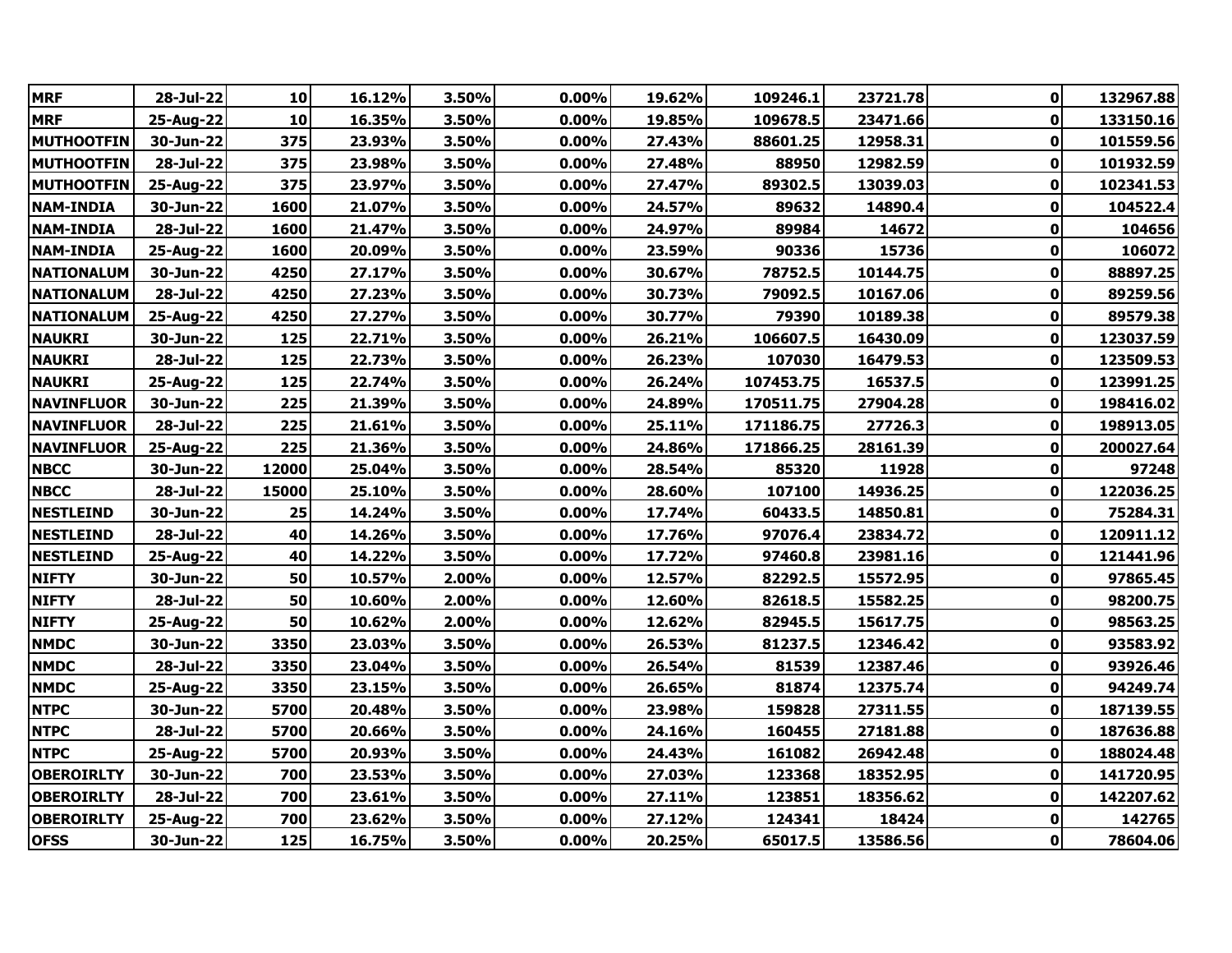| MRF | 28-Jul-22 | 10 | 16.12% | 3.50% | 0.00% | 19.62% | 109246.1 | 23721.78 | 0 | 132967.88 |
|---|---|---|---|---|---|---|---|---|---|---|
| MRF | 25-Aug-22 | 10 | 16.35% | 3.50% | 0.00% | 19.85% | 109678.5 | 23471.66 | 0 | 133150.16 |
| MUTHOOTFIN | 30-Jun-22 | 375 | 23.93% | 3.50% | 0.00% | 27.43% | 88601.25 | 12958.31 | 0 | 101559.56 |
| MUTHOOTFIN | 28-Jul-22 | 375 | 23.98% | 3.50% | 0.00% | 27.48% | 88950 | 12982.59 | 0 | 101932.59 |
| MUTHOOTFIN | 25-Aug-22 | 375 | 23.97% | 3.50% | 0.00% | 27.47% | 89302.5 | 13039.03 | 0 | 102341.53 |
| NAM-INDIA | 30-Jun-22 | 1600 | 21.07% | 3.50% | 0.00% | 24.57% | 89632 | 14890.4 | 0 | 104522.4 |
| NAM-INDIA | 28-Jul-22 | 1600 | 21.47% | 3.50% | 0.00% | 24.97% | 89984 | 14672 | 0 | 104656 |
| NAM-INDIA | 25-Aug-22 | 1600 | 20.09% | 3.50% | 0.00% | 23.59% | 90336 | 15736 | 0 | 106072 |
| NATIONALUM | 30-Jun-22 | 4250 | 27.17% | 3.50% | 0.00% | 30.67% | 78752.5 | 10144.75 | 0 | 88897.25 |
| NATIONALUM | 28-Jul-22 | 4250 | 27.23% | 3.50% | 0.00% | 30.73% | 79092.5 | 10167.06 | 0 | 89259.56 |
| NATIONALUM | 25-Aug-22 | 4250 | 27.27% | 3.50% | 0.00% | 30.77% | 79390 | 10189.38 | 0 | 89579.38 |
| NAUKRI | 30-Jun-22 | 125 | 22.71% | 3.50% | 0.00% | 26.21% | 106607.5 | 16430.09 | 0 | 123037.59 |
| NAUKRI | 28-Jul-22 | 125 | 22.73% | 3.50% | 0.00% | 26.23% | 107030 | 16479.53 | 0 | 123509.53 |
| NAUKRI | 25-Aug-22 | 125 | 22.74% | 3.50% | 0.00% | 26.24% | 107453.75 | 16537.5 | 0 | 123991.25 |
| NAVINFLUOR | 30-Jun-22 | 225 | 21.39% | 3.50% | 0.00% | 24.89% | 170511.75 | 27904.28 | 0 | 198416.02 |
| NAVINFLUOR | 28-Jul-22 | 225 | 21.61% | 3.50% | 0.00% | 25.11% | 171186.75 | 27726.3 | 0 | 198913.05 |
| NAVINFLUOR | 25-Aug-22 | 225 | 21.36% | 3.50% | 0.00% | 24.86% | 171866.25 | 28161.39 | 0 | 200027.64 |
| NBCC | 30-Jun-22 | 12000 | 25.04% | 3.50% | 0.00% | 28.54% | 85320 | 11928 | 0 | 97248 |
| NBCC | 28-Jul-22 | 15000 | 25.10% | 3.50% | 0.00% | 28.60% | 107100 | 14936.25 | 0 | 122036.25 |
| NESTLEIND | 30-Jun-22 | 25 | 14.24% | 3.50% | 0.00% | 17.74% | 60433.5 | 14850.81 | 0 | 75284.31 |
| NESTLEIND | 28-Jul-22 | 40 | 14.26% | 3.50% | 0.00% | 17.76% | 97076.4 | 23834.72 | 0 | 120911.12 |
| NESTLEIND | 25-Aug-22 | 40 | 14.22% | 3.50% | 0.00% | 17.72% | 97460.8 | 23981.16 | 0 | 121441.96 |
| NIFTY | 30-Jun-22 | 50 | 10.57% | 2.00% | 0.00% | 12.57% | 82292.5 | 15572.95 | 0 | 97865.45 |
| NIFTY | 28-Jul-22 | 50 | 10.60% | 2.00% | 0.00% | 12.60% | 82618.5 | 15582.25 | 0 | 98200.75 |
| NIFTY | 25-Aug-22 | 50 | 10.62% | 2.00% | 0.00% | 12.62% | 82945.5 | 15617.75 | 0 | 98563.25 |
| NMDC | 30-Jun-22 | 3350 | 23.03% | 3.50% | 0.00% | 26.53% | 81237.5 | 12346.42 | 0 | 93583.92 |
| NMDC | 28-Jul-22 | 3350 | 23.04% | 3.50% | 0.00% | 26.54% | 81539 | 12387.46 | 0 | 93926.46 |
| NMDC | 25-Aug-22 | 3350 | 23.15% | 3.50% | 0.00% | 26.65% | 81874 | 12375.74 | 0 | 94249.74 |
| NTPC | 30-Jun-22 | 5700 | 20.48% | 3.50% | 0.00% | 23.98% | 159828 | 27311.55 | 0 | 187139.55 |
| NTPC | 28-Jul-22 | 5700 | 20.66% | 3.50% | 0.00% | 24.16% | 160455 | 27181.88 | 0 | 187636.88 |
| NTPC | 25-Aug-22 | 5700 | 20.93% | 3.50% | 0.00% | 24.43% | 161082 | 26942.48 | 0 | 188024.48 |
| OBEROIRLTY | 30-Jun-22 | 700 | 23.53% | 3.50% | 0.00% | 27.03% | 123368 | 18352.95 | 0 | 141720.95 |
| OBEROIRLTY | 28-Jul-22 | 700 | 23.61% | 3.50% | 0.00% | 27.11% | 123851 | 18356.62 | 0 | 142207.62 |
| OBEROIRLTY | 25-Aug-22 | 700 | 23.62% | 3.50% | 0.00% | 27.12% | 124341 | 18424 | 0 | 142765 |
| OFSS | 30-Jun-22 | 125 | 16.75% | 3.50% | 0.00% | 20.25% | 65017.5 | 13586.56 | 0 | 78604.06 |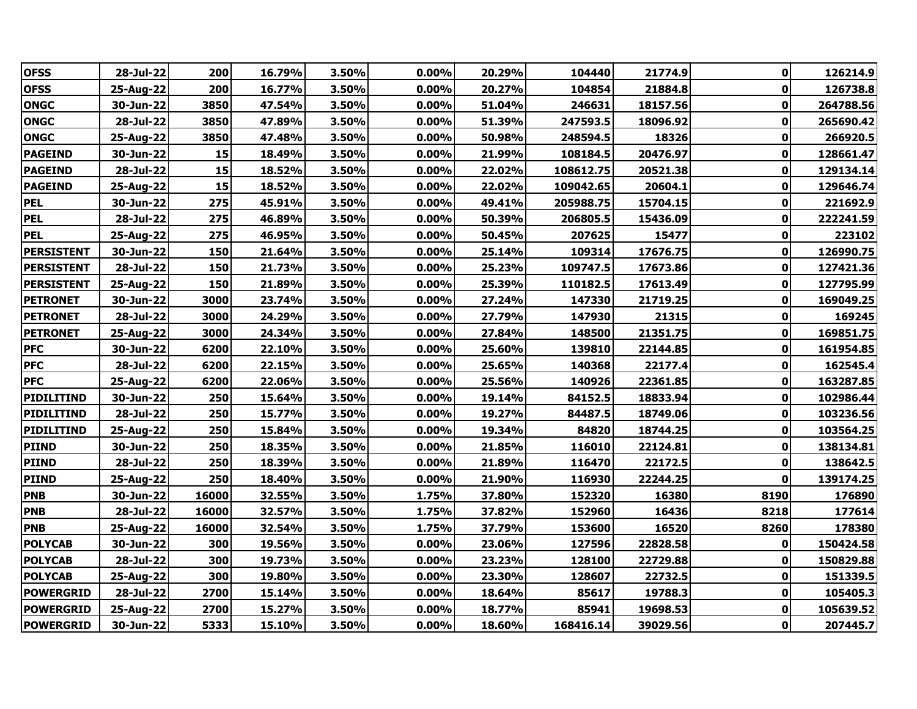| OFSS | 28-Jul-22 | 200 | 16.79% | 3.50% | 0.00% | 20.29% | 104440 | 21774.9 | 0 | 126214.9 |
|---|---|---|---|---|---|---|---|---|---|---|
| OFSS | 25-Aug-22 | 200 | 16.77% | 3.50% | 0.00% | 20.27% | 104854 | 21884.8 | 0 | 126738.8 |
| ONGC | 30-Jun-22 | 3850 | 47.54% | 3.50% | 0.00% | 51.04% | 246631 | 18157.56 | 0 | 264788.56 |
| ONGC | 28-Jul-22 | 3850 | 47.89% | 3.50% | 0.00% | 51.39% | 247593.5 | 18096.92 | 0 | 265690.42 |
| ONGC | 25-Aug-22 | 3850 | 47.48% | 3.50% | 0.00% | 50.98% | 248594.5 | 18326 | 0 | 266920.5 |
| PAGEIND | 30-Jun-22 | 15 | 18.49% | 3.50% | 0.00% | 21.99% | 108184.5 | 20476.97 | 0 | 128661.47 |
| PAGEIND | 28-Jul-22 | 15 | 18.52% | 3.50% | 0.00% | 22.02% | 108612.75 | 20521.38 | 0 | 129134.14 |
| PAGEIND | 25-Aug-22 | 15 | 18.52% | 3.50% | 0.00% | 22.02% | 109042.65 | 20604.1 | 0 | 129646.74 |
| PEL | 30-Jun-22 | 275 | 45.91% | 3.50% | 0.00% | 49.41% | 205988.75 | 15704.15 | 0 | 221692.9 |
| PEL | 28-Jul-22 | 275 | 46.89% | 3.50% | 0.00% | 50.39% | 206805.5 | 15436.09 | 0 | 222241.59 |
| PEL | 25-Aug-22 | 275 | 46.95% | 3.50% | 0.00% | 50.45% | 207625 | 15477 | 0 | 223102 |
| PERSISTENT | 30-Jun-22 | 150 | 21.64% | 3.50% | 0.00% | 25.14% | 109314 | 17676.75 | 0 | 126990.75 |
| PERSISTENT | 28-Jul-22 | 150 | 21.73% | 3.50% | 0.00% | 25.23% | 109747.5 | 17673.86 | 0 | 127421.36 |
| PERSISTENT | 25-Aug-22 | 150 | 21.89% | 3.50% | 0.00% | 25.39% | 110182.5 | 17613.49 | 0 | 127795.99 |
| PETRONET | 30-Jun-22 | 3000 | 23.74% | 3.50% | 0.00% | 27.24% | 147330 | 21719.25 | 0 | 169049.25 |
| PETRONET | 28-Jul-22 | 3000 | 24.29% | 3.50% | 0.00% | 27.79% | 147930 | 21315 | 0 | 169245 |
| PETRONET | 25-Aug-22 | 3000 | 24.34% | 3.50% | 0.00% | 27.84% | 148500 | 21351.75 | 0 | 169851.75 |
| PFC | 30-Jun-22 | 6200 | 22.10% | 3.50% | 0.00% | 25.60% | 139810 | 22144.85 | 0 | 161954.85 |
| PFC | 28-Jul-22 | 6200 | 22.15% | 3.50% | 0.00% | 25.65% | 140368 | 22177.4 | 0 | 162545.4 |
| PFC | 25-Aug-22 | 6200 | 22.06% | 3.50% | 0.00% | 25.56% | 140926 | 22361.85 | 0 | 163287.85 |
| PIDILITIND | 30-Jun-22 | 250 | 15.64% | 3.50% | 0.00% | 19.14% | 84152.5 | 18833.94 | 0 | 102986.44 |
| PIDILITIND | 28-Jul-22 | 250 | 15.77% | 3.50% | 0.00% | 19.27% | 84487.5 | 18749.06 | 0 | 103236.56 |
| PIDILITIND | 25-Aug-22 | 250 | 15.84% | 3.50% | 0.00% | 19.34% | 84820 | 18744.25 | 0 | 103564.25 |
| PIIND | 30-Jun-22 | 250 | 18.35% | 3.50% | 0.00% | 21.85% | 116010 | 22124.81 | 0 | 138134.81 |
| PIIND | 28-Jul-22 | 250 | 18.39% | 3.50% | 0.00% | 21.89% | 116470 | 22172.5 | 0 | 138642.5 |
| PIIND | 25-Aug-22 | 250 | 18.40% | 3.50% | 0.00% | 21.90% | 116930 | 22244.25 | 0 | 139174.25 |
| PNB | 30-Jun-22 | 16000 | 32.55% | 3.50% | 1.75% | 37.80% | 152320 | 16380 | 8190 | 176890 |
| PNB | 28-Jul-22 | 16000 | 32.57% | 3.50% | 1.75% | 37.82% | 152960 | 16436 | 8218 | 177614 |
| PNB | 25-Aug-22 | 16000 | 32.54% | 3.50% | 1.75% | 37.79% | 153600 | 16520 | 8260 | 178380 |
| POLYCAB | 30-Jun-22 | 300 | 19.56% | 3.50% | 0.00% | 23.06% | 127596 | 22828.58 | 0 | 150424.58 |
| POLYCAB | 28-Jul-22 | 300 | 19.73% | 3.50% | 0.00% | 23.23% | 128100 | 22729.88 | 0 | 150829.88 |
| POLYCAB | 25-Aug-22 | 300 | 19.80% | 3.50% | 0.00% | 23.30% | 128607 | 22732.5 | 0 | 151339.5 |
| POWERGRID | 28-Jul-22 | 2700 | 15.14% | 3.50% | 0.00% | 18.64% | 85617 | 19788.3 | 0 | 105405.3 |
| POWERGRID | 25-Aug-22 | 2700 | 15.27% | 3.50% | 0.00% | 18.77% | 85941 | 19698.53 | 0 | 105639.52 |
| POWERGRID | 30-Jun-22 | 5333 | 15.10% | 3.50% | 0.00% | 18.60% | 168416.14 | 39029.56 | 0 | 207445.7 |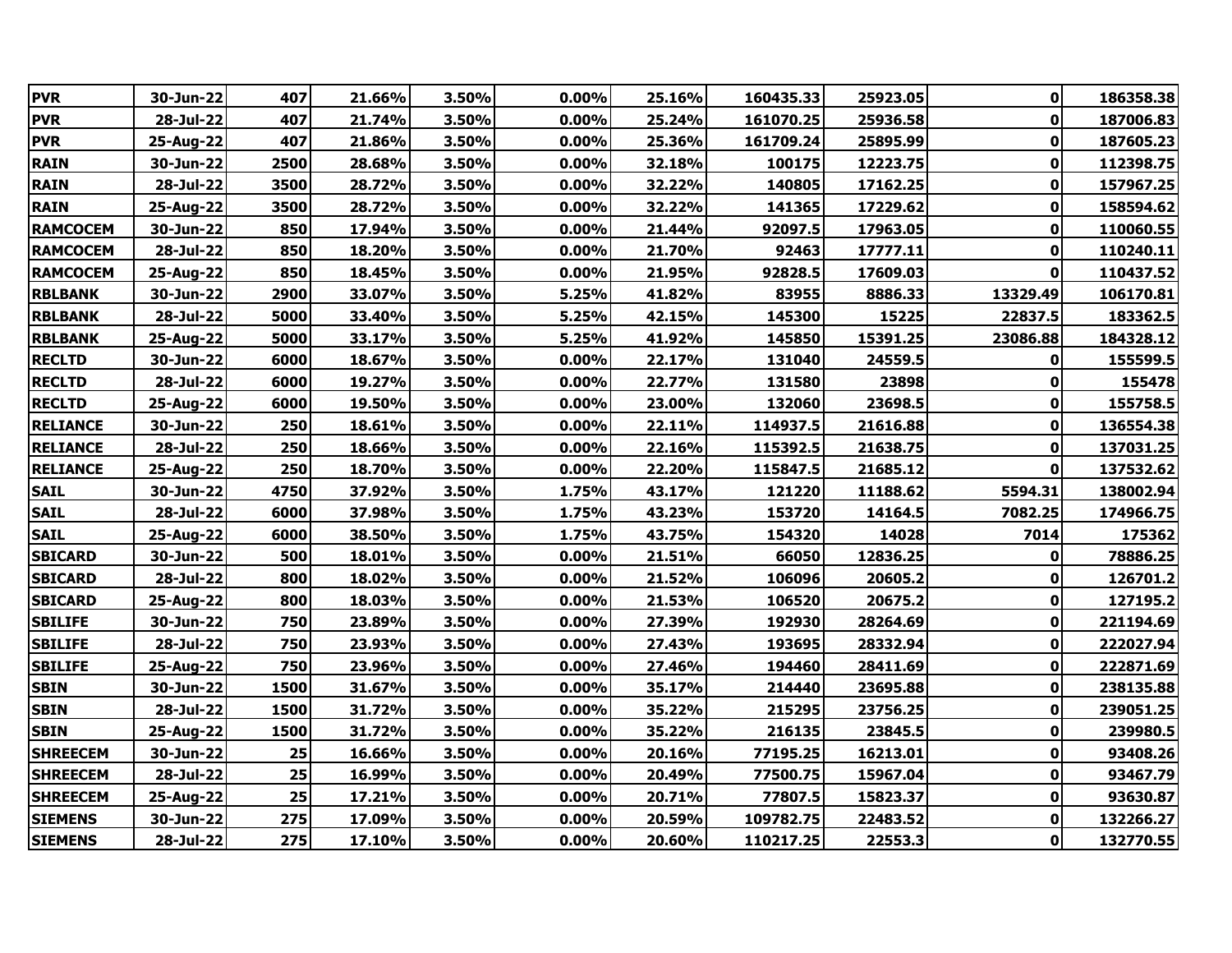| PVR | 30-Jun-22 | 407 | 21.66% | 3.50% | 0.00% | 25.16% | 160435.33 | 25923.05 | 0 | 186358.38 |
|---|---|---|---|---|---|---|---|---|---|---|
| PVR | 28-Jul-22 | 407 | 21.74% | 3.50% | 0.00% | 25.24% | 161070.25 | 25936.58 | 0 | 187006.83 |
| PVR | 25-Aug-22 | 407 | 21.86% | 3.50% | 0.00% | 25.36% | 161709.24 | 25895.99 | 0 | 187605.23 |
| RAIN | 30-Jun-22 | 2500 | 28.68% | 3.50% | 0.00% | 32.18% | 100175 | 12223.75 | 0 | 112398.75 |
| RAIN | 28-Jul-22 | 3500 | 28.72% | 3.50% | 0.00% | 32.22% | 140805 | 17162.25 | 0 | 157967.25 |
| RAIN | 25-Aug-22 | 3500 | 28.72% | 3.50% | 0.00% | 32.22% | 141365 | 17229.62 | 0 | 158594.62 |
| RAMCOCEM | 30-Jun-22 | 850 | 17.94% | 3.50% | 0.00% | 21.44% | 92097.5 | 17963.05 | 0 | 110060.55 |
| RAMCOCEM | 28-Jul-22 | 850 | 18.20% | 3.50% | 0.00% | 21.70% | 92463 | 17777.11 | 0 | 110240.11 |
| RAMCOCEM | 25-Aug-22 | 850 | 18.45% | 3.50% | 0.00% | 21.95% | 92828.5 | 17609.03 | 0 | 110437.52 |
| RBLBANK | 30-Jun-22 | 2900 | 33.07% | 3.50% | 5.25% | 41.82% | 83955 | 8886.33 | 13329.49 | 106170.81 |
| RBLBANK | 28-Jul-22 | 5000 | 33.40% | 3.50% | 5.25% | 42.15% | 145300 | 15225 | 22837.5 | 183362.5 |
| RBLBANK | 25-Aug-22 | 5000 | 33.17% | 3.50% | 5.25% | 41.92% | 145850 | 15391.25 | 23086.88 | 184328.12 |
| RECLTD | 30-Jun-22 | 6000 | 18.67% | 3.50% | 0.00% | 22.17% | 131040 | 24559.5 | 0 | 155599.5 |
| RECLTD | 28-Jul-22 | 6000 | 19.27% | 3.50% | 0.00% | 22.77% | 131580 | 23898 | 0 | 155478 |
| RECLTD | 25-Aug-22 | 6000 | 19.50% | 3.50% | 0.00% | 23.00% | 132060 | 23698.5 | 0 | 155758.5 |
| RELIANCE | 30-Jun-22 | 250 | 18.61% | 3.50% | 0.00% | 22.11% | 114937.5 | 21616.88 | 0 | 136554.38 |
| RELIANCE | 28-Jul-22 | 250 | 18.66% | 3.50% | 0.00% | 22.16% | 115392.5 | 21638.75 | 0 | 137031.25 |
| RELIANCE | 25-Aug-22 | 250 | 18.70% | 3.50% | 0.00% | 22.20% | 115847.5 | 21685.12 | 0 | 137532.62 |
| SAIL | 30-Jun-22 | 4750 | 37.92% | 3.50% | 1.75% | 43.17% | 121220 | 11188.62 | 5594.31 | 138002.94 |
| SAIL | 28-Jul-22 | 6000 | 37.98% | 3.50% | 1.75% | 43.23% | 153720 | 14164.5 | 7082.25 | 174966.75 |
| SAIL | 25-Aug-22 | 6000 | 38.50% | 3.50% | 1.75% | 43.75% | 154320 | 14028 | 7014 | 175362 |
| SBICARD | 30-Jun-22 | 500 | 18.01% | 3.50% | 0.00% | 21.51% | 66050 | 12836.25 | 0 | 78886.25 |
| SBICARD | 28-Jul-22 | 800 | 18.02% | 3.50% | 0.00% | 21.52% | 106096 | 20605.2 | 0 | 126701.2 |
| SBICARD | 25-Aug-22 | 800 | 18.03% | 3.50% | 0.00% | 21.53% | 106520 | 20675.2 | 0 | 127195.2 |
| SBILIFE | 30-Jun-22 | 750 | 23.89% | 3.50% | 0.00% | 27.39% | 192930 | 28264.69 | 0 | 221194.69 |
| SBILIFE | 28-Jul-22 | 750 | 23.93% | 3.50% | 0.00% | 27.43% | 193695 | 28332.94 | 0 | 222027.94 |
| SBILIFE | 25-Aug-22 | 750 | 23.96% | 3.50% | 0.00% | 27.46% | 194460 | 28411.69 | 0 | 222871.69 |
| SBIN | 30-Jun-22 | 1500 | 31.67% | 3.50% | 0.00% | 35.17% | 214440 | 23695.88 | 0 | 238135.88 |
| SBIN | 28-Jul-22 | 1500 | 31.72% | 3.50% | 0.00% | 35.22% | 215295 | 23756.25 | 0 | 239051.25 |
| SBIN | 25-Aug-22 | 1500 | 31.72% | 3.50% | 0.00% | 35.22% | 216135 | 23845.5 | 0 | 239980.5 |
| SHREECEM | 30-Jun-22 | 25 | 16.66% | 3.50% | 0.00% | 20.16% | 77195.25 | 16213.01 | 0 | 93408.26 |
| SHREECEM | 28-Jul-22 | 25 | 16.99% | 3.50% | 0.00% | 20.49% | 77500.75 | 15967.04 | 0 | 93467.79 |
| SHREECEM | 25-Aug-22 | 25 | 17.21% | 3.50% | 0.00% | 20.71% | 77807.5 | 15823.37 | 0 | 93630.87 |
| SIEMENS | 30-Jun-22 | 275 | 17.09% | 3.50% | 0.00% | 20.59% | 109782.75 | 22483.52 | 0 | 132266.27 |
| SIEMENS | 28-Jul-22 | 275 | 17.10% | 3.50% | 0.00% | 20.60% | 110217.25 | 22553.3 | 0 | 132770.55 |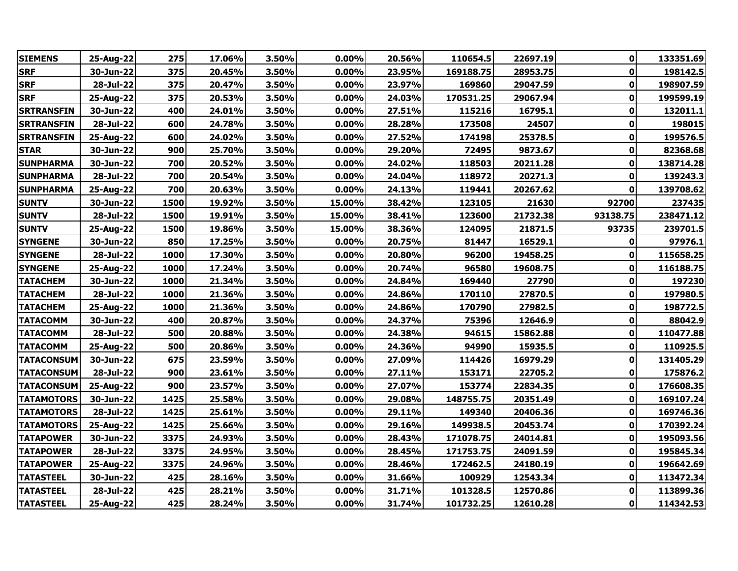| SIEMENS | 25-Aug-22 | 275 | 17.06% | 3.50% | 0.00% | 20.56% | 110654.5 | 22697.19 | 0 | 133351.69 |
|---|---|---|---|---|---|---|---|---|---|---|
| SRF | 30-Jun-22 | 375 | 20.45% | 3.50% | 0.00% | 23.95% | 169188.75 | 28953.75 | 0 | 198142.5 |
| SRF | 28-Jul-22 | 375 | 20.47% | 3.50% | 0.00% | 23.97% | 169860 | 29047.59 | 0 | 198907.59 |
| SRF | 25-Aug-22 | 375 | 20.53% | 3.50% | 0.00% | 24.03% | 170531.25 | 29067.94 | 0 | 199599.19 |
| SRTRANSFIN | 30-Jun-22 | 400 | 24.01% | 3.50% | 0.00% | 27.51% | 115216 | 16795.1 | 0 | 132011.1 |
| SRTRANSFIN | 28-Jul-22 | 600 | 24.78% | 3.50% | 0.00% | 28.28% | 173508 | 24507 | 0 | 198015 |
| SRTRANSFIN | 25-Aug-22 | 600 | 24.02% | 3.50% | 0.00% | 27.52% | 174198 | 25378.5 | 0 | 199576.5 |
| STAR | 30-Jun-22 | 900 | 25.70% | 3.50% | 0.00% | 29.20% | 72495 | 9873.67 | 0 | 82368.68 |
| SUNPHARMA | 30-Jun-22 | 700 | 20.52% | 3.50% | 0.00% | 24.02% | 118503 | 20211.28 | 0 | 138714.28 |
| SUNPHARMA | 28-Jul-22 | 700 | 20.54% | 3.50% | 0.00% | 24.04% | 118972 | 20271.3 | 0 | 139243.3 |
| SUNPHARMA | 25-Aug-22 | 700 | 20.63% | 3.50% | 0.00% | 24.13% | 119441 | 20267.62 | 0 | 139708.62 |
| SUNTV | 30-Jun-22 | 1500 | 19.92% | 3.50% | 15.00% | 38.42% | 123105 | 21630 | 92700 | 237435 |
| SUNTV | 28-Jul-22 | 1500 | 19.91% | 3.50% | 15.00% | 38.41% | 123600 | 21732.38 | 93138.75 | 238471.12 |
| SUNTV | 25-Aug-22 | 1500 | 19.86% | 3.50% | 15.00% | 38.36% | 124095 | 21871.5 | 93735 | 239701.5 |
| SYNGENE | 30-Jun-22 | 850 | 17.25% | 3.50% | 0.00% | 20.75% | 81447 | 16529.1 | 0 | 97976.1 |
| SYNGENE | 28-Jul-22 | 1000 | 17.30% | 3.50% | 0.00% | 20.80% | 96200 | 19458.25 | 0 | 115658.25 |
| SYNGENE | 25-Aug-22 | 1000 | 17.24% | 3.50% | 0.00% | 20.74% | 96580 | 19608.75 | 0 | 116188.75 |
| TATACHEM | 30-Jun-22 | 1000 | 21.34% | 3.50% | 0.00% | 24.84% | 169440 | 27790 | 0 | 197230 |
| TATACHEM | 28-Jul-22 | 1000 | 21.36% | 3.50% | 0.00% | 24.86% | 170110 | 27870.5 | 0 | 197980.5 |
| TATACHEM | 25-Aug-22 | 1000 | 21.36% | 3.50% | 0.00% | 24.86% | 170790 | 27982.5 | 0 | 198772.5 |
| TATACOMM | 30-Jun-22 | 400 | 20.87% | 3.50% | 0.00% | 24.37% | 75396 | 12646.9 | 0 | 88042.9 |
| TATACOMM | 28-Jul-22 | 500 | 20.88% | 3.50% | 0.00% | 24.38% | 94615 | 15862.88 | 0 | 110477.88 |
| TATACOMM | 25-Aug-22 | 500 | 20.86% | 3.50% | 0.00% | 24.36% | 94990 | 15935.5 | 0 | 110925.5 |
| TATACONSUM | 30-Jun-22 | 675 | 23.59% | 3.50% | 0.00% | 27.09% | 114426 | 16979.29 | 0 | 131405.29 |
| TATACONSUM | 28-Jul-22 | 900 | 23.61% | 3.50% | 0.00% | 27.11% | 153171 | 22705.2 | 0 | 175876.2 |
| TATACONSUM | 25-Aug-22 | 900 | 23.57% | 3.50% | 0.00% | 27.07% | 153774 | 22834.35 | 0 | 176608.35 |
| TATAMOTORS | 30-Jun-22 | 1425 | 25.58% | 3.50% | 0.00% | 29.08% | 148755.75 | 20351.49 | 0 | 169107.24 |
| TATAMOTORS | 28-Jul-22 | 1425 | 25.61% | 3.50% | 0.00% | 29.11% | 149340 | 20406.36 | 0 | 169746.36 |
| TATAMOTORS | 25-Aug-22 | 1425 | 25.66% | 3.50% | 0.00% | 29.16% | 149938.5 | 20453.74 | 0 | 170392.24 |
| TATAPOWER | 30-Jun-22 | 3375 | 24.93% | 3.50% | 0.00% | 28.43% | 171078.75 | 24014.81 | 0 | 195093.56 |
| TATAPOWER | 28-Jul-22 | 3375 | 24.95% | 3.50% | 0.00% | 28.45% | 171753.75 | 24091.59 | 0 | 195845.34 |
| TATAPOWER | 25-Aug-22 | 3375 | 24.96% | 3.50% | 0.00% | 28.46% | 172462.5 | 24180.19 | 0 | 196642.69 |
| TATASTEEL | 30-Jun-22 | 425 | 28.16% | 3.50% | 0.00% | 31.66% | 100929 | 12543.34 | 0 | 113472.34 |
| TATASTEEL | 28-Jul-22 | 425 | 28.21% | 3.50% | 0.00% | 31.71% | 101328.5 | 12570.86 | 0 | 113899.36 |
| TATASTEEL | 25-Aug-22 | 425 | 28.24% | 3.50% | 0.00% | 31.74% | 101732.25 | 12610.28 | 0 | 114342.53 |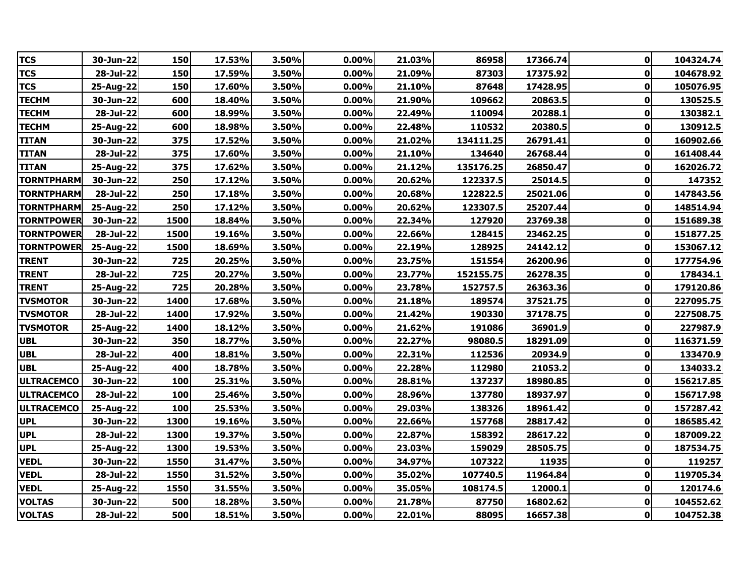| TCS | 30-Jun-22 | 150 | 17.53% | 3.50% | 0.00% | 21.03% | 86958 | 17366.74 | 0 | 104324.74 |
|---|---|---|---|---|---|---|---|---|---|---|
| TCS | 28-Jul-22 | 150 | 17.59% | 3.50% | 0.00% | 21.09% | 87303 | 17375.92 | 0 | 104678.92 |
| TCS | 25-Aug-22 | 150 | 17.60% | 3.50% | 0.00% | 21.10% | 87648 | 17428.95 | 0 | 105076.95 |
| TECHM | 30-Jun-22 | 600 | 18.40% | 3.50% | 0.00% | 21.90% | 109662 | 20863.5 | 0 | 130525.5 |
| TECHM | 28-Jul-22 | 600 | 18.99% | 3.50% | 0.00% | 22.49% | 110094 | 20288.1 | 0 | 130382.1 |
| TECHM | 25-Aug-22 | 600 | 18.98% | 3.50% | 0.00% | 22.48% | 110532 | 20380.5 | 0 | 130912.5 |
| TITAN | 30-Jun-22 | 375 | 17.52% | 3.50% | 0.00% | 21.02% | 134111.25 | 26791.41 | 0 | 160902.66 |
| TITAN | 28-Jul-22 | 375 | 17.60% | 3.50% | 0.00% | 21.10% | 134640 | 26768.44 | 0 | 161408.44 |
| TITAN | 25-Aug-22 | 375 | 17.62% | 3.50% | 0.00% | 21.12% | 135176.25 | 26850.47 | 0 | 162026.72 |
| TORNTPHARM | 30-Jun-22 | 250 | 17.12% | 3.50% | 0.00% | 20.62% | 122337.5 | 25014.5 | 0 | 147352 |
| TORNTPHARM | 28-Jul-22 | 250 | 17.18% | 3.50% | 0.00% | 20.68% | 122822.5 | 25021.06 | 0 | 147843.56 |
| TORNTPHARM | 25-Aug-22 | 250 | 17.12% | 3.50% | 0.00% | 20.62% | 123307.5 | 25207.44 | 0 | 148514.94 |
| TORNTPOWER | 30-Jun-22 | 1500 | 18.84% | 3.50% | 0.00% | 22.34% | 127920 | 23769.38 | 0 | 151689.38 |
| TORNTPOWER | 28-Jul-22 | 1500 | 19.16% | 3.50% | 0.00% | 22.66% | 128415 | 23462.25 | 0 | 151877.25 |
| TORNTPOWER | 25-Aug-22 | 1500 | 18.69% | 3.50% | 0.00% | 22.19% | 128925 | 24142.12 | 0 | 153067.12 |
| TRENT | 30-Jun-22 | 725 | 20.25% | 3.50% | 0.00% | 23.75% | 151554 | 26200.96 | 0 | 177754.96 |
| TRENT | 28-Jul-22 | 725 | 20.27% | 3.50% | 0.00% | 23.77% | 152155.75 | 26278.35 | 0 | 178434.1 |
| TRENT | 25-Aug-22 | 725 | 20.28% | 3.50% | 0.00% | 23.78% | 152757.5 | 26363.36 | 0 | 179120.86 |
| TVSMOTOR | 30-Jun-22 | 1400 | 17.68% | 3.50% | 0.00% | 21.18% | 189574 | 37521.75 | 0 | 227095.75 |
| TVSMOTOR | 28-Jul-22 | 1400 | 17.92% | 3.50% | 0.00% | 21.42% | 190330 | 37178.75 | 0 | 227508.75 |
| TVSMOTOR | 25-Aug-22 | 1400 | 18.12% | 3.50% | 0.00% | 21.62% | 191086 | 36901.9 | 0 | 227987.9 |
| UBL | 30-Jun-22 | 350 | 18.77% | 3.50% | 0.00% | 22.27% | 98080.5 | 18291.09 | 0 | 116371.59 |
| UBL | 28-Jul-22 | 400 | 18.81% | 3.50% | 0.00% | 22.31% | 112536 | 20934.9 | 0 | 133470.9 |
| UBL | 25-Aug-22 | 400 | 18.78% | 3.50% | 0.00% | 22.28% | 112980 | 21053.2 | 0 | 134033.2 |
| ULTRACEMCO | 30-Jun-22 | 100 | 25.31% | 3.50% | 0.00% | 28.81% | 137237 | 18980.85 | 0 | 156217.85 |
| ULTRACEMCO | 28-Jul-22 | 100 | 25.46% | 3.50% | 0.00% | 28.96% | 137780 | 18937.97 | 0 | 156717.98 |
| ULTRACEMCO | 25-Aug-22 | 100 | 25.53% | 3.50% | 0.00% | 29.03% | 138326 | 18961.42 | 0 | 157287.42 |
| UPL | 30-Jun-22 | 1300 | 19.16% | 3.50% | 0.00% | 22.66% | 157768 | 28817.42 | 0 | 186585.42 |
| UPL | 28-Jul-22 | 1300 | 19.37% | 3.50% | 0.00% | 22.87% | 158392 | 28617.22 | 0 | 187009.22 |
| UPL | 25-Aug-22 | 1300 | 19.53% | 3.50% | 0.00% | 23.03% | 159029 | 28505.75 | 0 | 187534.75 |
| VEDL | 30-Jun-22 | 1550 | 31.47% | 3.50% | 0.00% | 34.97% | 107322 | 11935 | 0 | 119257 |
| VEDL | 28-Jul-22 | 1550 | 31.52% | 3.50% | 0.00% | 35.02% | 107740.5 | 11964.84 | 0 | 119705.34 |
| VEDL | 25-Aug-22 | 1550 | 31.55% | 3.50% | 0.00% | 35.05% | 108174.5 | 12000.1 | 0 | 120174.6 |
| VOLTAS | 30-Jun-22 | 500 | 18.28% | 3.50% | 0.00% | 21.78% | 87750 | 16802.62 | 0 | 104552.62 |
| VOLTAS | 28-Jul-22 | 500 | 18.51% | 3.50% | 0.00% | 22.01% | 88095 | 16657.38 | 0 | 104752.38 |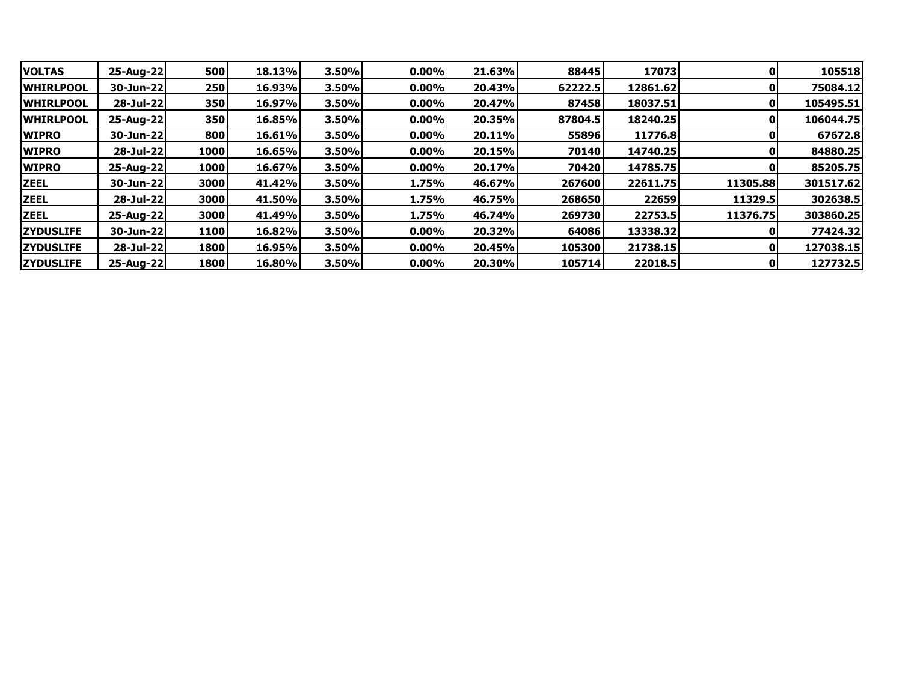| | | | | | | | | | | |
|---|---|---|---|---|---|---|---|---|---|---|
| **VOLTAS** | **25-Aug-22** | **500** | **18.13%** | **3.50%** | **0.00%** | **21.63%** | **88445** | **17073** | **0** | **105518** |
| **WHIRLPOOL** | **30-Jun-22** | **250** | **16.93%** | **3.50%** | **0.00%** | **20.43%** | **62222.5** | **12861.62** | **0** | **75084.12** |
| **WHIRLPOOL** | **28-Jul-22** | **350** | **16.97%** | **3.50%** | **0.00%** | **20.47%** | **87458** | **18037.51** | **0** | **105495.51** |
| **WHIRLPOOL** | **25-Aug-22** | **350** | **16.85%** | **3.50%** | **0.00%** | **20.35%** | **87804.5** | **18240.25** | **0** | **106044.75** |
| **WIPRO** | **30-Jun-22** | **800** | **16.61%** | **3.50%** | **0.00%** | **20.11%** | **55896** | **11776.8** | **0** | **67672.8** |
| **WIPRO** | **28-Jul-22** | **1000** | **16.65%** | **3.50%** | **0.00%** | **20.15%** | **70140** | **14740.25** | **0** | **84880.25** |
| **WIPRO** | **25-Aug-22** | **1000** | **16.67%** | **3.50%** | **0.00%** | **20.17%** | **70420** | **14785.75** | **0** | **85205.75** |
| **ZEEL** | **30-Jun-22** | **3000** | **41.42%** | **3.50%** | **1.75%** | **46.67%** | **267600** | **22611.75** | **11305.88** | **301517.62** |
| **ZEEL** | **28-Jul-22** | **3000** | **41.50%** | **3.50%** | **1.75%** | **46.75%** | **268650** | **22659** | **11329.5** | **302638.5** |
| **ZEEL** | **25-Aug-22** | **3000** | **41.49%** | **3.50%** | **1.75%** | **46.74%** | **269730** | **22753.5** | **11376.75** | **303860.25** |
| **ZYDUSLIFE** | **30-Jun-22** | **1100** | **16.82%** | **3.50%** | **0.00%** | **20.32%** | **64086** | **13338.32** | **0** | **77424.32** |
| **ZYDUSLIFE** | **28-Jul-22** | **1800** | **16.95%** | **3.50%** | **0.00%** | **20.45%** | **105300** | **21738.15** | **0** | **127038.15** |
| **ZYDUSLIFE** | **25-Aug-22** | **1800** | **16.80%** | **3.50%** | **0.00%** | **20.30%** | **105714** | **22018.5** | **0** | **127732.5** |